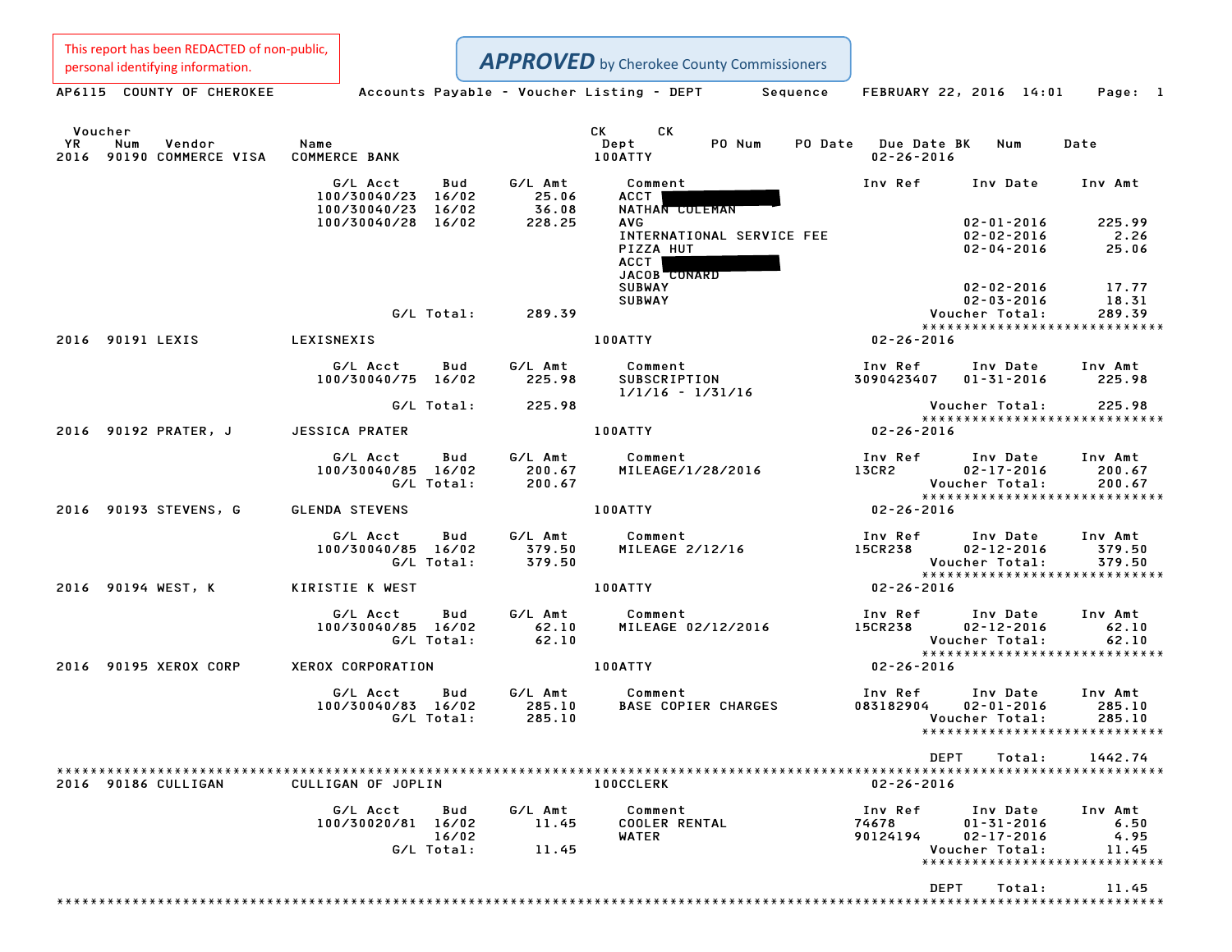This report has been REDACTED of non-public, personal identifying information.

**APPROVED** by Cherokee County Commissioners

AP6115 COUNTY OF CHEROKEE — Accounts Payable - Voucher Listing - DEPT Sequence — FEBRUARY 22, 2016 14:01

| Voucher YR | Num | Vendor | Name | Dept | PO Num | PO Date | Due Date | CK BK | CK Num | Date |
|---|---|---|---|---|---|---|---|---|---|---|
| 2016 | 90190 | COMMERCE VISA | COMMERCE BANK | 100ATTY | | | 02-26-2016 | | | |

| G/L Acct | Bud | G/L Amt | Comment | Inv Ref | Inv Date | Inv Amt |
|---|---|---|---|---|---|---|
| 100/30040/23 | 16/02 | 25.06 | ACCT [REDACTED] | | | |
| 100/30040/23 | 16/02 | 36.08 | NATHAN COLEMAN | | | |
| 100/30040/28 | 16/02 | 228.25 | AVG | | 02-01-2016 | 225.99 |
| | | | INTERNATIONAL SERVICE FEE | | 02-02-2016 | 2.26 |
| | | | PIZZA HUT | | 02-04-2016 | 25.06 |
| | | | ACCT [REDACTED] | | | |
| | | | JACOB CONARD | | | |
| | | | SUBWAY | | 02-02-2016 | 17.77 |
| | | | SUBWAY | | 02-03-2016 | 18.31 |
| G/L Total: | | 289.39 | | | Voucher Total: | 289.39 |

| Voucher YR | Num | Vendor | Name | Dept | Due Date |
|---|---|---|---|---|---|
| 2016 | 90191 | LEXIS | LEXISNEXIS | 100ATTY | 02-26-2016 |

| G/L Acct | Bud | G/L Amt | Comment | Inv Ref | Inv Date | Inv Amt |
|---|---|---|---|---|---|---|
| 100/30040/75 | 16/02 | 225.98 | SUBSCRIPTION 1/1/16 - 1/31/16 | 3090423407 | 01-31-2016 | 225.98 |
| G/L Total: | | 225.98 | | | Voucher Total: | 225.98 |

| Voucher YR | Num | Vendor | Name | Dept | Due Date |
|---|---|---|---|---|---|
| 2016 | 90192 | PRATER, J | JESSICA PRATER | 100ATTY | 02-26-2016 |

| G/L Acct | Bud | G/L Amt | Comment | Inv Ref | Inv Date | Inv Amt |
|---|---|---|---|---|---|---|
| 100/30040/85 | 16/02 | 200.67 | MILEAGE/1/28/2016 | 13CR2 | 02-17-2016 | 200.67 |
| G/L Total: | | 200.67 | | | Voucher Total: | 200.67 |

| Voucher YR | Num | Vendor | Name | Dept | Due Date |
|---|---|---|---|---|---|
| 2016 | 90193 | STEVENS, G | GLENDA STEVENS | 100ATTY | 02-26-2016 |

| G/L Acct | Bud | G/L Amt | Comment | Inv Ref | Inv Date | Inv Amt |
|---|---|---|---|---|---|---|
| 100/30040/85 | 16/02 | 379.50 | MILEAGE 2/12/16 | 15CR238 | 02-12-2016 | 379.50 |
| G/L Total: | | 379.50 | | | Voucher Total: | 379.50 |

| Voucher YR | Num | Vendor | Name | Dept | Due Date |
|---|---|---|---|---|---|
| 2016 | 90194 | WEST, K | KIRISTIE K WEST | 100ATTY | 02-26-2016 |

| G/L Acct | Bud | G/L Amt | Comment | Inv Ref | Inv Date | Inv Amt |
|---|---|---|---|---|---|---|
| 100/30040/85 | 16/02 | 62.10 | MILEAGE 02/12/2016 | 15CR238 | 02-12-2016 | 62.10 |
| G/L Total: | | 62.10 | | | Voucher Total: | 62.10 |

| Voucher YR | Num | Vendor | Name | Dept | Due Date |
|---|---|---|---|---|---|
| 2016 | 90195 | XEROX CORP | XEROX CORPORATION | 100ATTY | 02-26-2016 |

| G/L Acct | Bud | G/L Amt | Comment | Inv Ref | Inv Date | Inv Amt |
|---|---|---|---|---|---|---|
| 100/30040/83 | 16/02 | 285.10 | BASE COPIER CHARGES | 083182904 | 02-01-2016 | 285.10 |
| G/L Total: | | 285.10 | | | Voucher Total: | 285.10 |

DEPT Total: 1442.74

| Voucher YR | Num | Vendor | Name | Dept | Due Date |
|---|---|---|---|---|---|
| 2016 | 90186 | CULLIGAN | CULLIGAN OF JOPLIN | 100CCLERK | 02-26-2016 |

| G/L Acct | Bud | G/L Amt | Comment | Inv Ref | Inv Date | Inv Amt |
|---|---|---|---|---|---|---|
| 100/30020/81 | 16/02 | 11.45 | COOLER RENTAL | 74678 | 01-31-2016 | 6.50 |
| | 16/02 | | WATER | 90124194 | 02-17-2016 | 4.95 |
| G/L Total: | | 11.45 | | | Voucher Total: | 11.45 |

DEPT Total: 11.45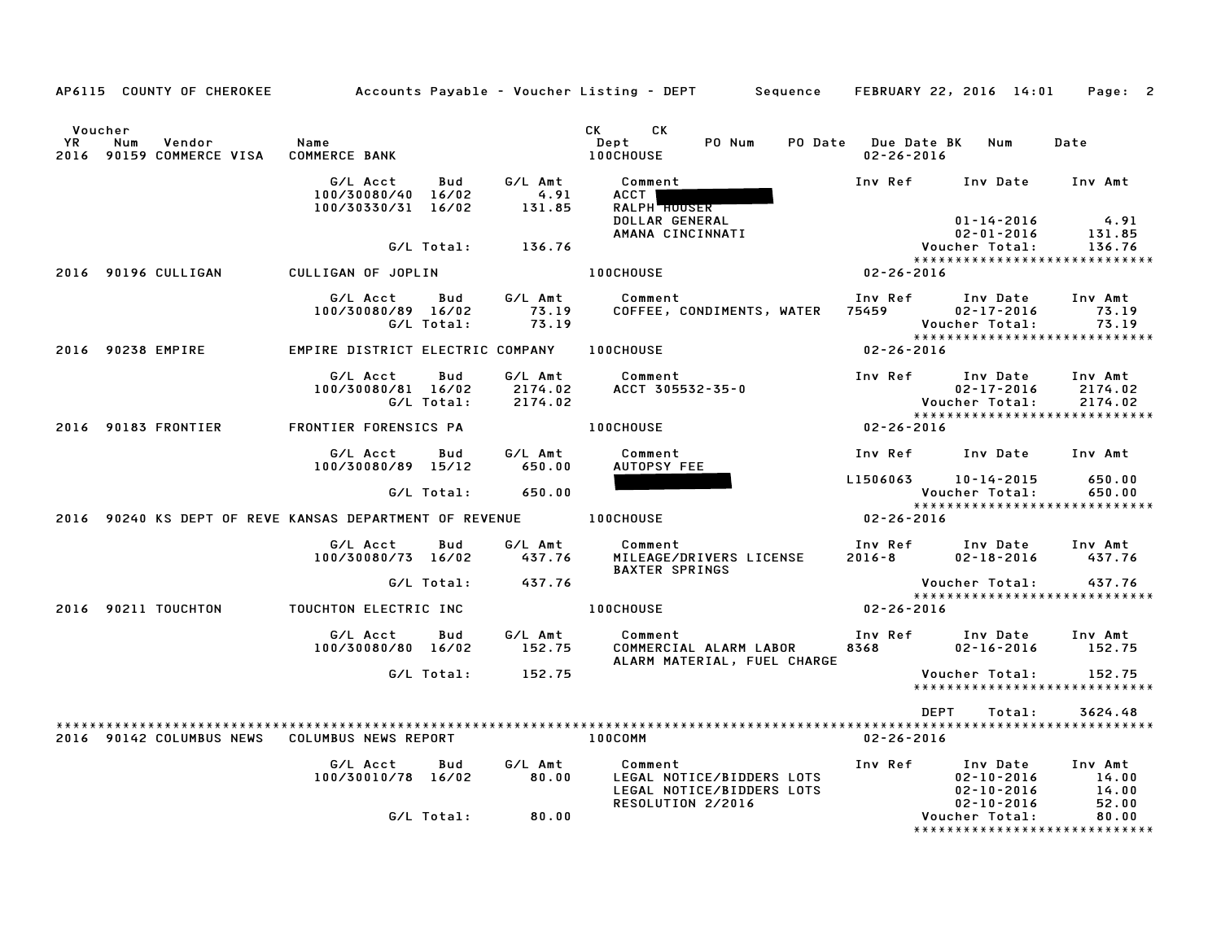AP6115 COUNTY OF CHEROKEE Accounts Payable - Voucher Listing - DEPT Sequence FEBRUARY 22, 2016 14:01 Page: 2

| Voucher YR | Num | Vendor | Name | CK Dept | CK | PO Num | PO Date | Due Date BK | Num | Date |
|---|---|---|---|---|---|---|---|---|---|---|
| 2016 | 90159 | COMMERCE VISA | COMMERCE BANK | 100CHOUSE | | | | 02-26-2016 | | |

| G/L Acct | Bud | G/L Amt | Comment | Inv Ref | Inv Date | Inv Amt |
|---|---|---|---|---|---|---|
| 100/30080/40 | 16/02 | 4.91 | ACCT [REDACTED] | | | |
| 100/30330/31 | 16/02 | 131.85 | RALPH HOUSER | | | |
| | | | DOLLAR GENERAL | | 01-14-2016 | 4.91 |
| | | | AMANA CINCINNATI | | 02-01-2016 | 131.85 |
| | G/L Total: | 136.76 | | | Voucher Total: | 136.76 |

2016 90196 CULLIGAN — CULLIGAN OF JOPLIN — 100CHOUSE — 02-26-2016

| G/L Acct | Bud | G/L Amt | Comment | Inv Ref | Inv Date | Inv Amt |
|---|---|---|---|---|---|---|
| 100/30080/89 | 16/02 | 73.19 | COFFEE, CONDIMENTS, WATER | 75459 | 02-17-2016 | 73.19 |
| | G/L Total: | 73.19 | | | Voucher Total: | 73.19 |

2016 90238 EMPIRE — EMPIRE DISTRICT ELECTRIC COMPANY — 100CHOUSE — 02-26-2016

| G/L Acct | Bud | G/L Amt | Comment | Inv Ref | Inv Date | Inv Amt |
|---|---|---|---|---|---|---|
| 100/30080/81 | 16/02 | 2174.02 | ACCT 305532-35-0 | | 02-17-2016 | 2174.02 |
| | G/L Total: | 2174.02 | | | Voucher Total: | 2174.02 |

2016 90183 FRONTIER — FRONTIER FORENSICS PA — 100CHOUSE — 02-26-2016

| G/L Acct | Bud | G/L Amt | Comment | Inv Ref | Inv Date | Inv Amt |
|---|---|---|---|---|---|---|
| 100/30080/89 | 15/12 | 650.00 | AUTOPSY FEE | | | |
| | | | [REDACTED] | L1506063 | 10-14-2015 | 650.00 |
| | G/L Total: | 650.00 | | | Voucher Total: | 650.00 |

2016 90240 KS DEPT OF REVE — KANSAS DEPARTMENT OF REVENUE — 100CHOUSE — 02-26-2016

| G/L Acct | Bud | G/L Amt | Comment | Inv Ref | Inv Date | Inv Amt |
|---|---|---|---|---|---|---|
| 100/30080/73 | 16/02 | 437.76 | MILEAGE/DRIVERS LICENSE | 2016-8 | 02-18-2016 | 437.76 |
| | | | BAXTER SPRINGS | | | |
| | G/L Total: | 437.76 | | | Voucher Total: | 437.76 |

2016 90211 TOUCHTON — TOUCHTON ELECTRIC INC — 100CHOUSE — 02-26-2016

| G/L Acct | Bud | G/L Amt | Comment | Inv Ref | Inv Date | Inv Amt |
|---|---|---|---|---|---|---|
| 100/30080/80 | 16/02 | 152.75 | COMMERCIAL ALARM LABOR | 8368 | 02-16-2016 | 152.75 |
| | | | ALARM MATERIAL, FUEL CHARGE | | | |
| | G/L Total: | 152.75 | | | Voucher Total: | 152.75 |

DEPT Total: 3624.48

2016 90142 COLUMBUS NEWS — COLUMBUS NEWS REPORT — 100COMM — 02-26-2016

| G/L Acct | Bud | G/L Amt | Comment | Inv Ref | Inv Date | Inv Amt |
|---|---|---|---|---|---|---|
| 100/30010/78 | 16/02 | 80.00 | LEGAL NOTICE/BIDDERS LOTS | | 02-10-2016 | 14.00 |
| | | | LEGAL NOTICE/BIDDERS LOTS | | 02-10-2016 | 14.00 |
| | | | RESOLUTION 2/2016 | | 02-10-2016 | 52.00 |
| | G/L Total: | 80.00 | | | Voucher Total: | 80.00 |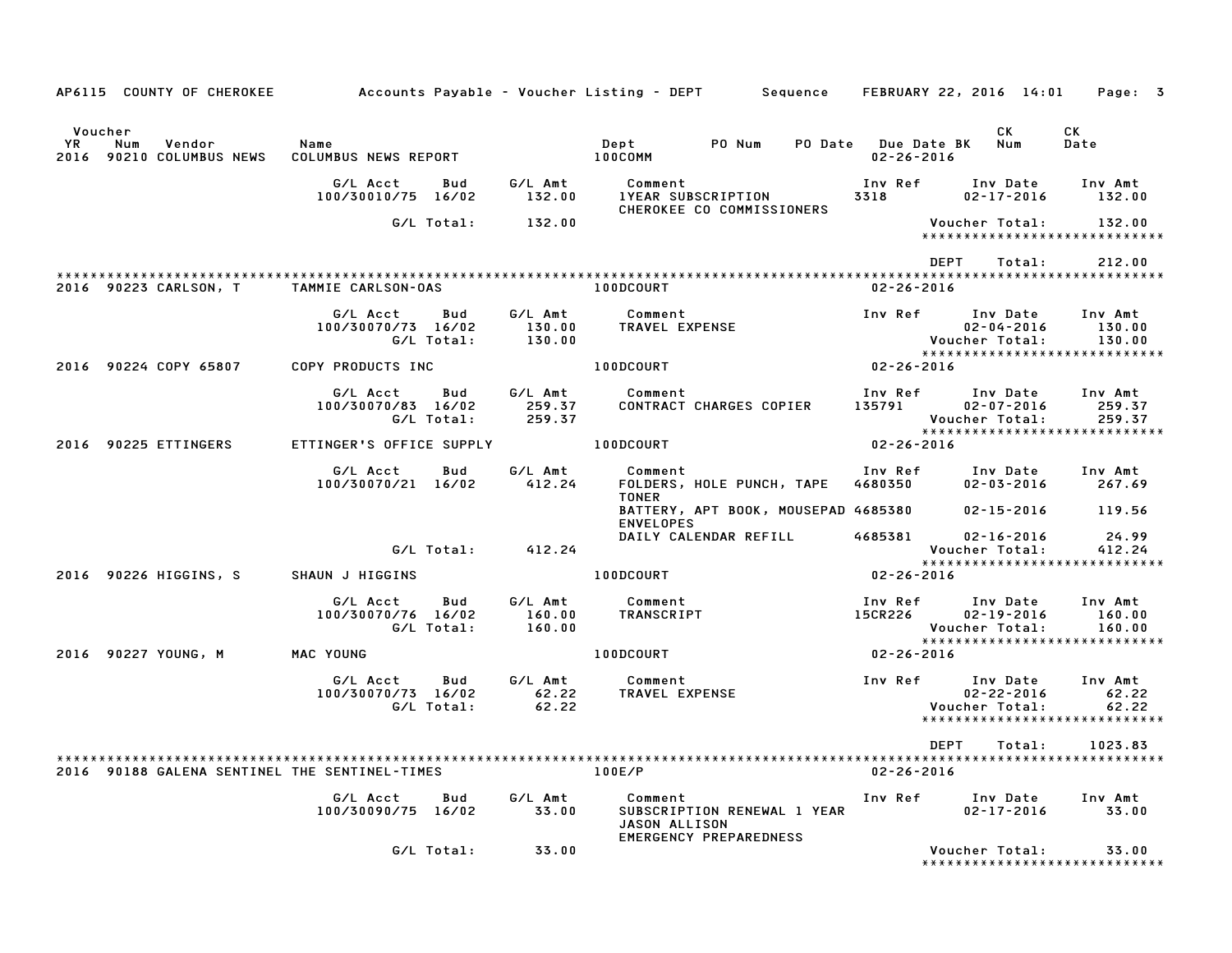AP6115 COUNTY OF CHEROKEE Accounts Payable - Voucher Listing - DEPT Sequence FEBRUARY 22, 2016 14:01

| Voucher YR | Num | Vendor | Name | Dept | PO Num | PO Date | Due Date BK | CK Num | CK Date |
|---|---|---|---|---|---|---|---|---|---|
| 2016 | 90210 | COLUMBUS NEWS | COLUMBUS NEWS REPORT | 100COMM | | | 02-26-2016 | | |

| G/L Acct | Bud | G/L Amt | Comment | Inv Ref | Inv Date | Inv Amt |
|---|---|---|---|---|---|---|
| 100/30010/75 | 16/02 | 132.00 | 1YEAR SUBSCRIPTION CHEROKEE CO COMMISSIONERS | 3318 | 02-17-2016 | 132.00 |
| G/L Total: | | 132.00 | | | Voucher Total: | 132.00 |

DEPT Total: 212.00

| Voucher YR | Num | Vendor | Name | Dept | Due Date |
|---|---|---|---|---|---|
| 2016 | 90223 | CARLSON, T | TAMMIE CARLSON-OAS | 100DCOURT | 02-26-2016 |

| G/L Acct | Bud | G/L Amt | Comment | Inv Ref | Inv Date | Inv Amt |
|---|---|---|---|---|---|---|
| 100/30070/73 | 16/02 | 130.00 | TRAVEL EXPENSE | | 02-04-2016 | 130.00 |
| G/L Total: | | 130.00 | | | Voucher Total: | 130.00 |

| Voucher YR | Num | Vendor | Name | Dept | Due Date |
|---|---|---|---|---|---|
| 2016 | 90224 | COPY 65807 | COPY PRODUCTS INC | 100DCOURT | 02-26-2016 |

| G/L Acct | Bud | G/L Amt | Comment | Inv Ref | Inv Date | Inv Amt |
|---|---|---|---|---|---|---|
| 100/30070/83 | 16/02 | 259.37 | CONTRACT CHARGES COPIER | 135791 | 02-07-2016 | 259.37 |
| G/L Total: | | 259.37 | | | Voucher Total: | 259.37 |

| Voucher YR | Num | Vendor | Name | Dept | Due Date |
|---|---|---|---|---|---|
| 2016 | 90225 | ETTINGERS | ETTINGER'S OFFICE SUPPLY | 100DCOURT | 02-26-2016 |

| G/L Acct | Bud | G/L Amt | Comment | Inv Ref | Inv Date | Inv Amt |
|---|---|---|---|---|---|---|
| 100/30070/21 | 16/02 | 412.24 | FOLDERS, HOLE PUNCH, TAPE TONER | 4680350 | 02-03-2016 | 267.69 |
| | | | BATTERY, APT BOOK, MOUSEPAD ENVELOPES | 4685380 | 02-15-2016 | 119.56 |
| | | | DAILY CALENDAR REFILL | 4685381 | 02-16-2016 | 24.99 |
| G/L Total: | | 412.24 | | | Voucher Total: | 412.24 |

| Voucher YR | Num | Vendor | Name | Dept | Due Date |
|---|---|---|---|---|---|
| 2016 | 90226 | HIGGINS, S | SHAUN J HIGGINS | 100DCOURT | 02-26-2016 |

| G/L Acct | Bud | G/L Amt | Comment | Inv Ref | Inv Date | Inv Amt |
|---|---|---|---|---|---|---|
| 100/30070/76 | 16/02 | 160.00 | TRANSCRIPT | 15CR226 | 02-19-2016 | 160.00 |
| G/L Total: | | 160.00 | | | Voucher Total: | 160.00 |

| Voucher YR | Num | Vendor | Name | Dept | Due Date |
|---|---|---|---|---|---|
| 2016 | 90227 | YOUNG, M | MAC YOUNG | 100DCOURT | 02-26-2016 |

| G/L Acct | Bud | G/L Amt | Comment | Inv Ref | Inv Date | Inv Amt |
|---|---|---|---|---|---|---|
| 100/30070/73 | 16/02 | 62.22 | TRAVEL EXPENSE | | 02-22-2016 | 62.22 |
| G/L Total: | | 62.22 | | | Voucher Total: | 62.22 |

DEPT Total: 1023.83

| Voucher YR | Num | Vendor | Name | Dept | Due Date |
|---|---|---|---|---|---|
| 2016 | 90188 | GALENA SENTINEL | THE SENTINEL-TIMES | 100E/P | 02-26-2016 |

| G/L Acct | Bud | G/L Amt | Comment | Inv Ref | Inv Date | Inv Amt |
|---|---|---|---|---|---|---|
| 100/30090/75 | 16/02 | 33.00 | SUBSCRIPTION RENEWAL 1 YEAR JASON ALLISON EMERGENCY PREPAREDNESS | | 02-17-2016 | 33.00 |
| G/L Total: | | 33.00 | | | Voucher Total: | 33.00 |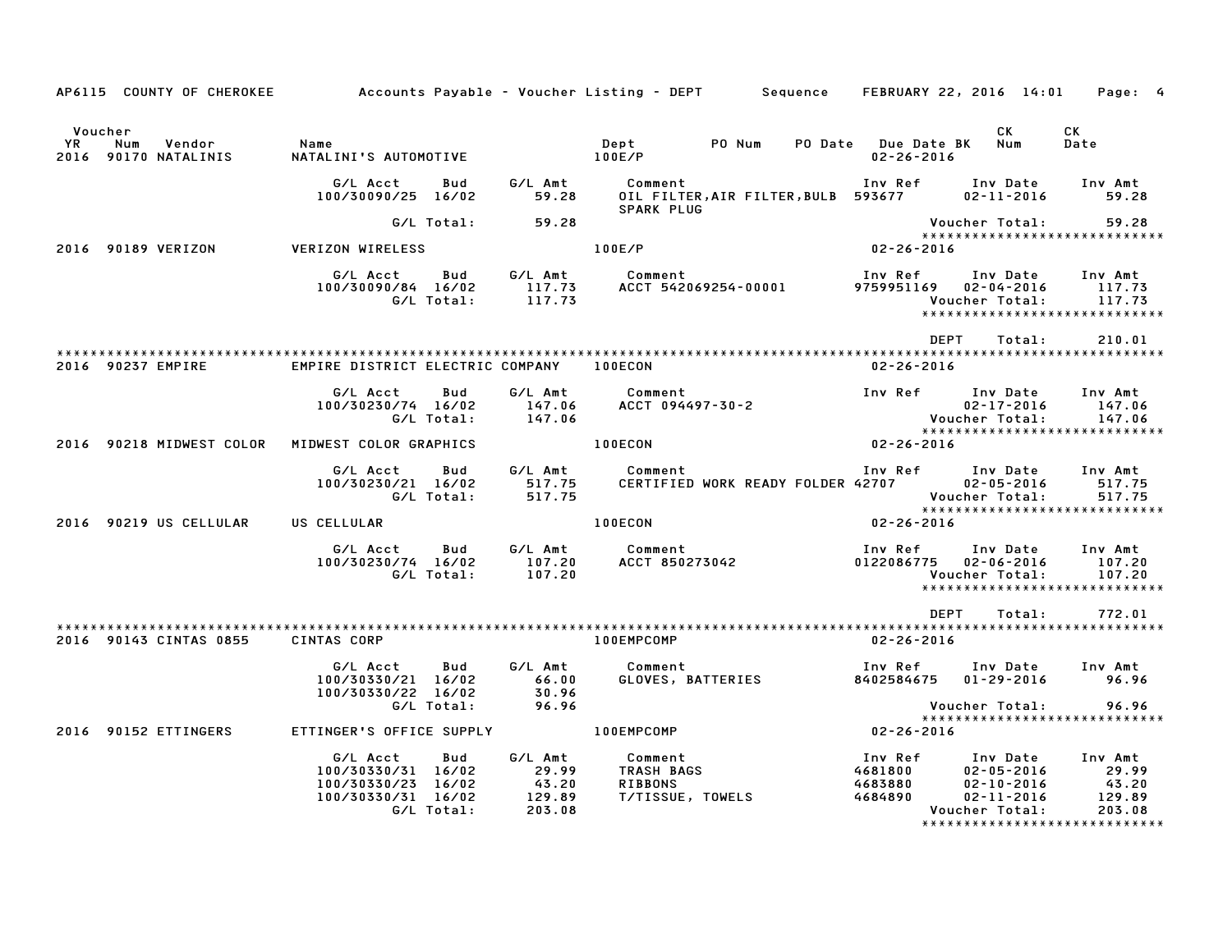AP6115 COUNTY OF CHEROKEE — Accounts Payable - Voucher Listing - DEPT — Sequence — FEBRUARY 22, 2016 14:01

| Voucher YR | Num | Vendor | Name | Dept | PO Num | PO Date | Due Date BK | CK Num | CK Date |
|---|---|---|---|---|---|---|---|---|---|
| 2016 | 90170 | NATALINIS | NATALINI'S AUTOMOTIVE | 100E/P | | | 02-26-2016 | | |

| G/L Acct | Bud | G/L Amt | Comment | Inv Ref | Inv Date | Inv Amt |
|---|---|---|---|---|---|---|
| 100/30090/25 | 16/02 | 59.28 | OIL FILTER,AIR FILTER,BULB SPARK PLUG | 593677 | 02-11-2016 | 59.28 |
| | G/L Total: | 59.28 | | | Voucher Total: | 59.28 |

******************************

| YR | Num | Vendor | Name | Dept | Due Date |
|---|---|---|---|---|---|
| 2016 | 90189 | VERIZON | VERIZON WIRELESS | 100E/P | 02-26-2016 |

| G/L Acct | Bud | G/L Amt | Comment | Inv Ref | Inv Date | Inv Amt |
|---|---|---|---|---|---|---|
| 100/30090/84 | 16/02 | 117.73 | ACCT 542069254-00001 | 9759951169 | 02-04-2016 | 117.73 |
| | G/L Total: | 117.73 | | | Voucher Total: | 117.73 |

******************************

DEPT Total: 210.01

******************************

| YR | Num | Vendor | Name | Dept | Due Date |
|---|---|---|---|---|---|
| 2016 | 90237 | EMPIRE | EMPIRE DISTRICT ELECTRIC COMPANY | 100ECON | 02-26-2016 |

| G/L Acct | Bud | G/L Amt | Comment | Inv Ref | Inv Date | Inv Amt |
|---|---|---|---|---|---|---|
| 100/30230/74 | 16/02 | 147.06 | ACCT 094497-30-2 | | 02-17-2016 | 147.06 |
| | G/L Total: | 147.06 | | | Voucher Total: | 147.06 |

******************************

| YR | Num | Vendor | Name | Dept | Due Date |
|---|---|---|---|---|---|
| 2016 | 90218 | MIDWEST COLOR | MIDWEST COLOR GRAPHICS | 100ECON | 02-26-2016 |

| G/L Acct | Bud | G/L Amt | Comment | Inv Ref | Inv Date | Inv Amt |
|---|---|---|---|---|---|---|
| 100/30230/21 | 16/02 | 517.75 | CERTIFIED WORK READY FOLDER | 42707 | 02-05-2016 | 517.75 |
| | G/L Total: | 517.75 | | | Voucher Total: | 517.75 |

******************************

| YR | Num | Vendor | Name | Dept | Due Date |
|---|---|---|---|---|---|
| 2016 | 90219 | US CELLULAR | US CELLULAR | 100ECON | 02-26-2016 |

| G/L Acct | Bud | G/L Amt | Comment | Inv Ref | Inv Date | Inv Amt |
|---|---|---|---|---|---|---|
| 100/30230/74 | 16/02 | 107.20 | ACCT 850273042 | 0122086775 | 02-06-2016 | 107.20 |
| | G/L Total: | 107.20 | | | Voucher Total: | 107.20 |

******************************

DEPT Total: 772.01

******************************

| YR | Num | Vendor | Name | Dept | Due Date |
|---|---|---|---|---|---|
| 2016 | 90143 | CINTAS 0855 | CINTAS CORP | 100EMPCOMP | 02-26-2016 |

| G/L Acct | Bud | G/L Amt | Comment | Inv Ref | Inv Date | Inv Amt |
|---|---|---|---|---|---|---|
| 100/30330/21 | 16/02 | 66.00 | GLOVES, BATTERIES | 8402584675 | 01-29-2016 | 96.96 |
| 100/30330/22 | 16/02 | 30.96 | | | | |
| | G/L Total: | 96.96 | | | Voucher Total: | 96.96 |

******************************

| YR | Num | Vendor | Name | Dept | Due Date |
|---|---|---|---|---|---|
| 2016 | 90152 | ETTINGERS | ETTINGER'S OFFICE SUPPLY | 100EMPCOMP | 02-26-2016 |

| G/L Acct | Bud | G/L Amt | Comment | Inv Ref | Inv Date | Inv Amt |
|---|---|---|---|---|---|---|
| 100/30330/31 | 16/02 | 29.99 | TRASH BAGS | 4681800 | 02-05-2016 | 29.99 |
| 100/30330/23 | 16/02 | 43.20 | RIBBONS | 4683880 | 02-10-2016 | 43.20 |
| 100/30330/31 | 16/02 | 129.89 | T/TISSUE, TOWELS | 4684890 | 02-11-2016 | 129.89 |
| | G/L Total: | 203.08 | | | Voucher Total: | 203.08 |

******************************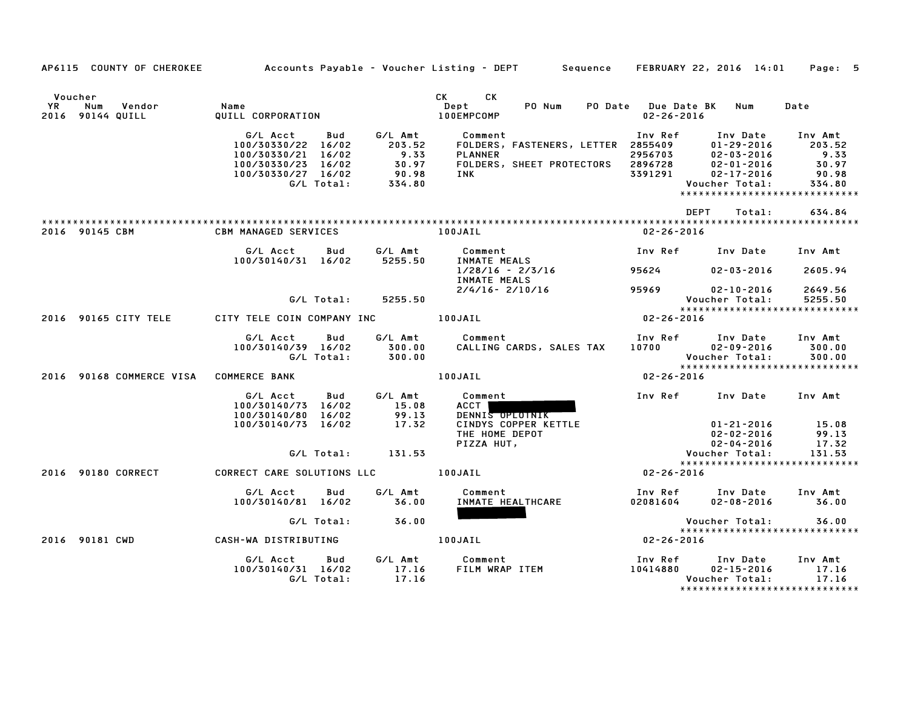AP6115 COUNTY OF CHEROKEE — Accounts Payable - Voucher Listing - DEPT — Sequence — FEBRUARY 22, 2016 14:01

| Voucher YR | Num | Vendor | Name | CK Dept | CK | PO Num | PO Date | Due Date | BK | Num | Date |
|---|---|---|---|---|---|---|---|---|---|---|---|
| 2016 | 90144 | QUILL | QUILL CORPORATION | 100EMPCOMP | | | | 02-26-2016 | | | |

| G/L Acct | Bud | G/L Amt | Comment | Inv Ref | Inv Date | Inv Amt |
|---|---|---|---|---|---|---|
| 100/30330/22 | 16/02 | 203.52 | FOLDERS, FASTENERS, LETTER | 2855409 | 01-29-2016 | 203.52 |
| 100/30330/21 | 16/02 | 9.33 | PLANNER | 2956703 | 02-03-2016 | 9.33 |
| 100/30330/23 | 16/02 | 30.97 | FOLDERS, SHEET PROTECTORS | 2896728 | 02-01-2016 | 30.97 |
| 100/30330/27 | 16/02 | 90.98 | INK | 3391291 | 02-17-2016 | 90.98 |
| | G/L Total: | 334.80 | | | Voucher Total: | 334.80 |

DEPT Total: 634.84

| Voucher YR | Num | Vendor | Name | CK Dept | Due Date |
|---|---|---|---|---|---|
| 2016 | 90145 | CBM | CBM MANAGED SERVICES | 100JAIL | 02-26-2016 |

| G/L Acct | Bud | G/L Amt | Comment | Inv Ref | Inv Date | Inv Amt |
|---|---|---|---|---|---|---|
| 100/30140/31 | 16/02 | 5255.50 | INMATE MEALS 1/28/16 - 2/3/16 | 95624 | 02-03-2016 | 2605.94 |
| | | | INMATE MEALS 2/4/16- 2/10/16 | 95969 | 02-10-2016 | 2649.56 |
| | G/L Total: | 5255.50 | | | Voucher Total: | 5255.50 |

| Voucher YR | Num | Vendor | Name | CK Dept | Due Date |
|---|---|---|---|---|---|
| 2016 | 90165 | CITY TELE | CITY TELE COIN COMPANY INC | 100JAIL | 02-26-2016 |

| G/L Acct | Bud | G/L Amt | Comment | Inv Ref | Inv Date | Inv Amt |
|---|---|---|---|---|---|---|
| 100/30140/39 | 16/02 | 300.00 | CALLING CARDS, SALES TAX | 10700 | 02-09-2016 | 300.00 |
| | G/L Total: | 300.00 | | | Voucher Total: | 300.00 |

| Voucher YR | Num | Vendor | Name | CK Dept | Due Date |
|---|---|---|---|---|---|
| 2016 | 90168 | COMMERCE VISA | COMMERCE BANK | 100JAIL | 02-26-2016 |

| G/L Acct | Bud | G/L Amt | Comment | Inv Ref | Inv Date | Inv Amt |
|---|---|---|---|---|---|---|
| | | | ACCT [REDACTED] | | | |
| | | | DENNIS OPLOTNIK | | | |
| 100/30140/73 | 16/02 | 15.08 | CINDYS COPPER KETTLE | | 01-21-2016 | 15.08 |
| 100/30140/80 | 16/02 | 99.13 | THE HOME DEPOT | | 02-02-2016 | 99.13 |
| 100/30140/73 | 16/02 | 17.32 | PIZZA HUT, | | 02-04-2016 | 17.32 |
| | G/L Total: | 131.53 | | | Voucher Total: | 131.53 |

| Voucher YR | Num | Vendor | Name | CK Dept | Due Date |
|---|---|---|---|---|---|
| 2016 | 90180 | CORRECT | CORRECT CARE SOLUTIONS LLC | 100JAIL | 02-26-2016 |

| G/L Acct | Bud | G/L Amt | Comment | Inv Ref | Inv Date | Inv Amt |
|---|---|---|---|---|---|---|
| 100/30140/81 | 16/02 | 36.00 | INMATE HEALTHCARE [REDACTED] | 02081604 | 02-08-2016 | 36.00 |
| | G/L Total: | 36.00 | | | Voucher Total: | 36.00 |

| Voucher YR | Num | Vendor | Name | CK Dept | Due Date |
|---|---|---|---|---|---|
| 2016 | 90181 | CWD | CASH-WA DISTRIBUTING | 100JAIL | 02-26-2016 |

| G/L Acct | Bud | G/L Amt | Comment | Inv Ref | Inv Date | Inv Amt |
|---|---|---|---|---|---|---|
| 100/30140/31 | 16/02 | 17.16 | FILM WRAP ITEM | 10414880 | 02-15-2016 | 17.16 |
| | G/L Total: | 17.16 | | | Voucher Total: | 17.16 |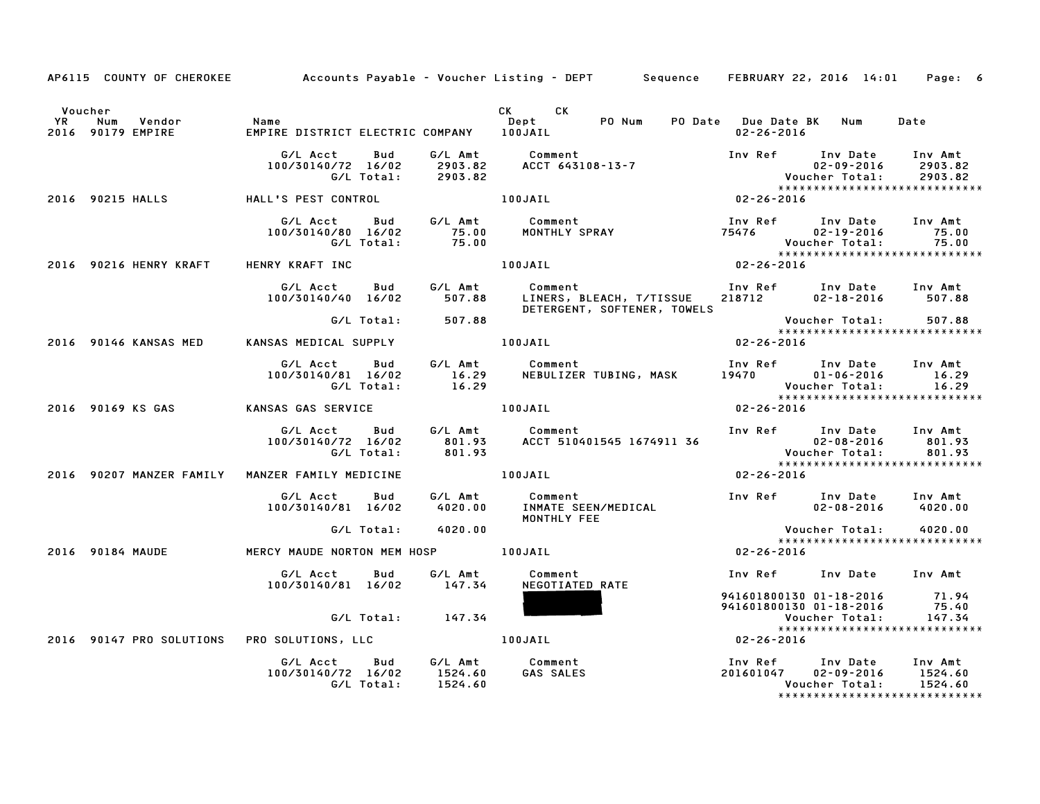AP6115 COUNTY OF CHEROKEE    Accounts Payable - Voucher Listing - DEPT    Sequence    FEBRUARY 22, 2016 14:01

| Voucher YR | Num | Vendor | Name | CK Dept | CK | PO Num | PO Date | Due Date BK | Num | Date |
|---|---|---|---|---|---|---|---|---|---|---|
| 2016 | 90179 | EMPIRE | EMPIRE DISTRICT ELECTRIC COMPANY | 100JAIL | | | | 02-26-2016 | | |

| G/L Acct | Bud | G/L Amt | Comment | Inv Ref | Inv Date | Inv Amt |
|---|---|---|---|---|---|---|
| 100/30140/72 | 16/02 | 2903.82 | ACCT 643108-13-7 | | 02-09-2016 | 2903.82 |
| | G/L Total: | 2903.82 | | | Voucher Total: | 2903.82 |

| Voucher YR | Num | Vendor | Name | CK Dept | Due Date |
|---|---|---|---|---|---|
| 2016 | 90215 | HALLS | HALL'S PEST CONTROL | 100JAIL | 02-26-2016 |

| G/L Acct | Bud | G/L Amt | Comment | Inv Ref | Inv Date | Inv Amt |
|---|---|---|---|---|---|---|
| 100/30140/80 | 16/02 | 75.00 | MONTHLY SPRAY | 75476 | 02-19-2016 | 75.00 |
| | G/L Total: | 75.00 | | | Voucher Total: | 75.00 |

| Voucher YR | Num | Vendor | Name | CK Dept | Due Date |
|---|---|---|---|---|---|
| 2016 | 90216 | HENRY KRAFT | HENRY KRAFT INC | 100JAIL | 02-26-2016 |

| G/L Acct | Bud | G/L Amt | Comment | Inv Ref | Inv Date | Inv Amt |
|---|---|---|---|---|---|---|
| 100/30140/40 | 16/02 | 507.88 | LINERS, BLEACH, T/TISSUE DETERGENT, SOFTENER, TOWELS | 218712 | 02-18-2016 | 507.88 |
| | G/L Total: | 507.88 | | | Voucher Total: | 507.88 |

| Voucher YR | Num | Vendor | Name | CK Dept | Due Date |
|---|---|---|---|---|---|
| 2016 | 90146 | KANSAS MED | KANSAS MEDICAL SUPPLY | 100JAIL | 02-26-2016 |

| G/L Acct | Bud | G/L Amt | Comment | Inv Ref | Inv Date | Inv Amt |
|---|---|---|---|---|---|---|
| 100/30140/81 | 16/02 | 16.29 | NEBULIZER TUBING, MASK | 19470 | 01-06-2016 | 16.29 |
| | G/L Total: | 16.29 | | | Voucher Total: | 16.29 |

| Voucher YR | Num | Vendor | Name | CK Dept | Due Date |
|---|---|---|---|---|---|
| 2016 | 90169 | KS GAS | KANSAS GAS SERVICE | 100JAIL | 02-26-2016 |

| G/L Acct | Bud | G/L Amt | Comment | Inv Ref | Inv Date | Inv Amt |
|---|---|---|---|---|---|---|
| 100/30140/72 | 16/02 | 801.93 | ACCT 510401545 1674911 36 | | 02-08-2016 | 801.93 |
| | G/L Total: | 801.93 | | | Voucher Total: | 801.93 |

| Voucher YR | Num | Vendor | Name | CK Dept | Due Date |
|---|---|---|---|---|---|
| 2016 | 90207 | MANZER FAMILY | MANZER FAMILY MEDICINE | 100JAIL | 02-26-2016 |

| G/L Acct | Bud | G/L Amt | Comment | Inv Ref | Inv Date | Inv Amt |
|---|---|---|---|---|---|---|
| 100/30140/81 | 16/02 | 4020.00 | INMATE SEEN/MEDICAL MONTHLY FEE | | 02-08-2016 | 4020.00 |
| | G/L Total: | 4020.00 | | | Voucher Total: | 4020.00 |

| Voucher YR | Num | Vendor | Name | CK Dept | Due Date |
|---|---|---|---|---|---|
| 2016 | 90184 | MAUDE | MERCY MAUDE NORTON MEM HOSP | 100JAIL | 02-26-2016 |

| G/L Acct | Bud | G/L Amt | Comment | Inv Ref | Inv Date | Inv Amt |
|---|---|---|---|---|---|---|
| 100/30140/81 | 16/02 | 147.34 | NEGOTIATED RATE | | | |
| | | | [REDACTED] | 941601800130 | 01-18-2016 | 71.94 |
| | | | | 941601800130 | 01-18-2016 | 75.40 |
| | G/L Total: | 147.34 | | | Voucher Total: | 147.34 |

| Voucher YR | Num | Vendor | Name | CK Dept | Due Date |
|---|---|---|---|---|---|
| 2016 | 90147 | PRO SOLUTIONS | PRO SOLUTIONS, LLC | 100JAIL | 02-26-2016 |

| G/L Acct | Bud | G/L Amt | Comment | Inv Ref | Inv Date | Inv Amt |
|---|---|---|---|---|---|---|
| 100/30140/72 | 16/02 | 1524.60 | GAS SALES | 201601047 | 02-09-2016 | 1524.60 |
| | G/L Total: | 1524.60 | | | Voucher Total: | 1524.60 |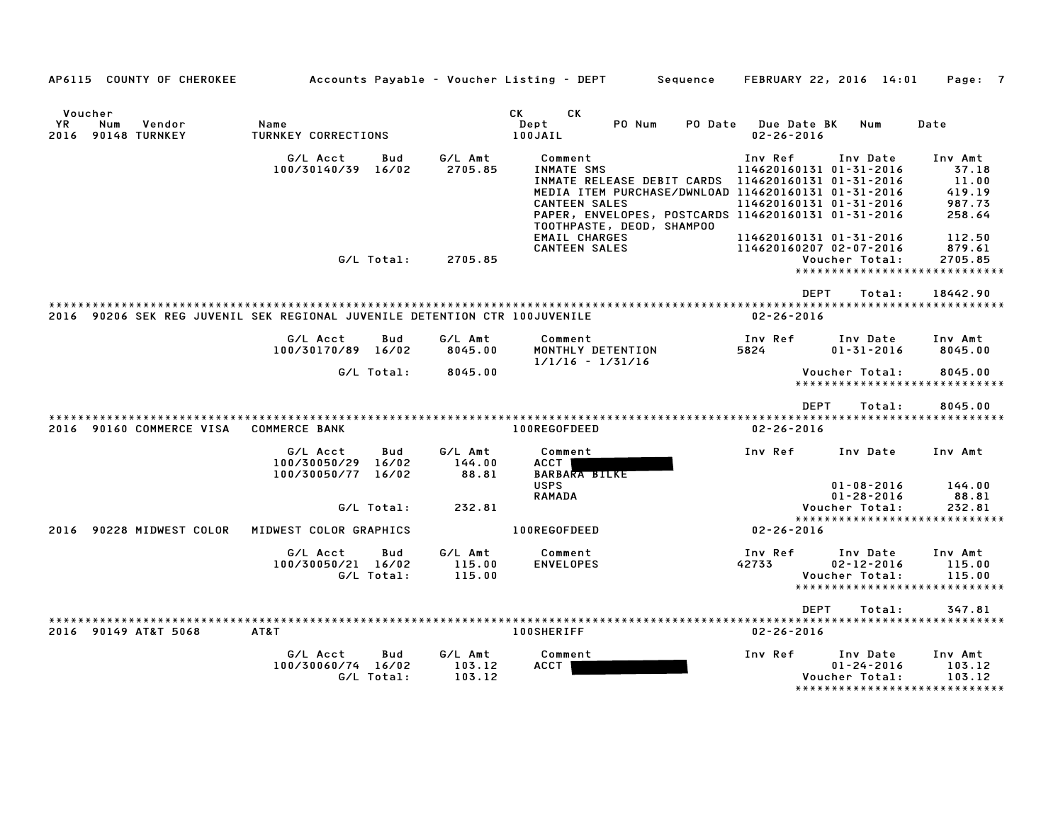AP6115 COUNTY OF CHEROKEE — Accounts Payable - Voucher Listing - DEPT — Sequence — FEBRUARY 22, 2016 14:01

| Voucher YR | Num | Vendor | Name | CK Dept | CK | PO Num | PO Date | Due Date | BK | Num | Date |
|---|---|---|---|---|---|---|---|---|---|---|---|
| 2016 | 90148 | TURNKEY | TURNKEY CORRECTIONS | 100JAIL | | | | 02-26-2016 | | | |

| G/L Acct | Bud | G/L Amt | Comment | Inv Ref | Inv Date | Inv Amt |
|---|---|---|---|---|---|---|
| 100/30140/39 | 16/02 | 2705.85 | INMATE SMS | 114620160131 | 01-31-2016 | 37.18 |
| | | | INMATE RELEASE DEBIT CARDS | 114620160131 | 01-31-2016 | 11.00 |
| | | | MEDIA ITEM PURCHASE/DWNLOAD | 114620160131 | 01-31-2016 | 419.19 |
| | | | CANTEEN SALES | 114620160131 | 01-31-2016 | 987.73 |
| | | | PAPER, ENVELOPES, POSTCARDS TOOTHPASTE, DEOD, SHAMPOO | 114620160131 | 01-31-2016 | 258.64 |
| | | | EMAIL CHARGES | 114620160131 | 01-31-2016 | 112.50 |
| | | | CANTEEN SALES | 114620160207 | 02-07-2016 | 879.61 |
| | G/L Total: | 2705.85 | | | Voucher Total: | 2705.85 |

DEPT Total: 18442.90

| Voucher YR | Num | Vendor | Name | CK Dept | Due Date |
|---|---|---|---|---|---|
| 2016 | 90206 | SEK REG JUVENIL | SEK REGIONAL JUVENILE DETENTION CTR | 100JUVENILE | 02-26-2016 |

| G/L Acct | Bud | G/L Amt | Comment | Inv Ref | Inv Date | Inv Amt |
|---|---|---|---|---|---|---|
| 100/30170/89 | 16/02 | 8045.00 | MONTHLY DETENTION 1/1/16 - 1/31/16 | 5824 | 01-31-2016 | 8045.00 |
| | G/L Total: | 8045.00 | | | Voucher Total: | 8045.00 |

DEPT Total: 8045.00

| Voucher YR | Num | Vendor | Name | CK Dept | Due Date |
|---|---|---|---|---|---|
| 2016 | 90160 | COMMERCE VISA | COMMERCE BANK | 100REGOFDEED | 02-26-2016 |

| G/L Acct | Bud | G/L Amt | Comment | Inv Ref | Inv Date | Inv Amt |
|---|---|---|---|---|---|---|
| 100/30050/29 | 16/02 | 144.00 | ACCT [REDACTED] | | | |
| 100/30050/77 | 16/02 | 88.81 | BARBARA BILKE | | | |
| | | | USPS | | 01-08-2016 | 144.00 |
| | | | RAMADA | | 01-28-2016 | 88.81 |
| | G/L Total: | 232.81 | | | Voucher Total: | 232.81 |

| Voucher YR | Num | Vendor | Name | CK Dept | Due Date |
|---|---|---|---|---|---|
| 2016 | 90228 | MIDWEST COLOR | MIDWEST COLOR GRAPHICS | 100REGOFDEED | 02-26-2016 |

| G/L Acct | Bud | G/L Amt | Comment | Inv Ref | Inv Date | Inv Amt |
|---|---|---|---|---|---|---|
| 100/30050/21 | 16/02 | 115.00 | ENVELOPES | 42733 | 02-12-2016 | 115.00 |
| | G/L Total: | 115.00 | | | Voucher Total: | 115.00 |

DEPT Total: 347.81

| Voucher YR | Num | Vendor | Name | CK Dept | Due Date |
|---|---|---|---|---|---|
| 2016 | 90149 | AT&T 5068 | AT&T | 100SHERIFF | 02-26-2016 |

| G/L Acct | Bud | G/L Amt | Comment | Inv Ref | Inv Date | Inv Amt |
|---|---|---|---|---|---|---|
| 100/30060/74 | 16/02 | 103.12 | ACCT [REDACTED] | | 01-24-2016 | 103.12 |
| | G/L Total: | 103.12 | | | Voucher Total: | 103.12 |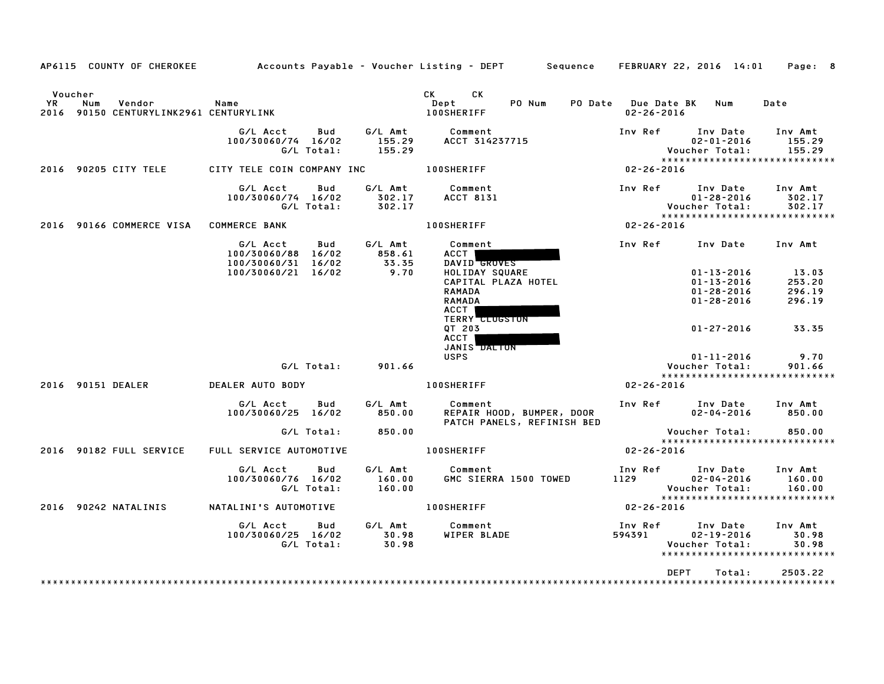AP6115 COUNTY OF CHEROKEE    Accounts Payable - Voucher Listing - DEPT    Sequence    FEBRUARY 22, 2016 14:01

| Voucher YR | Num | Vendor | Name | CK Dept | CK | PO Num | PO Date | Due Date | BK | Num | Date |
|---|---|---|---|---|---|---|---|---|---|---|---|
| 2016 | 90150 | CENTURYLINK2961 | CENTURYLINK | 100SHERIFF | | | | 02-26-2016 | | | |

| G/L Acct | Bud | G/L Amt | Comment | Inv Ref | Inv Date | Inv Amt |
|---|---|---|---|---|---|---|
| 100/30060/74 | 16/02 | 155.29 | ACCT 314237715 | | 02-01-2016 | 155.29 |
| | G/L Total: | 155.29 | | | Voucher Total: | 155.29 |

****************************

| Voucher YR | Num | Vendor | Name | Dept | Due Date |
|---|---|---|---|---|---|
| 2016 | 90205 | CITY TELE | CITY TELE COIN COMPANY INC | 100SHERIFF | 02-26-2016 |

| G/L Acct | Bud | G/L Amt | Comment | Inv Ref | Inv Date | Inv Amt |
|---|---|---|---|---|---|---|
| 100/30060/74 | 16/02 | 302.17 | ACCT 8131 | | 01-28-2016 | 302.17 |
| | G/L Total: | 302.17 | | | Voucher Total: | 302.17 |

****************************

| Voucher YR | Num | Vendor | Name | Dept | Due Date |
|---|---|---|---|---|---|
| 2016 | 90166 | COMMERCE VISA | COMMERCE BANK | 100SHERIFF | 02-26-2016 |

| G/L Acct | Bud | G/L Amt | Comment | Inv Ref | Inv Date | Inv Amt |
|---|---|---|---|---|---|---|
| 100/30060/88 | 16/02 | 858.61 | ACCT [REDACTED] | | | |
| 100/30060/31 | 16/02 | 33.35 | DAVID GROVES | | | |
| 100/30060/21 | 16/02 | 9.70 | HOLIDAY SQUARE | | 01-13-2016 | 13.03 |
| | | | CAPITAL PLAZA HOTEL | | 01-13-2016 | 253.20 |
| | | | RAMADA | | 01-28-2016 | 296.19 |
| | | | RAMADA | | 01-28-2016 | 296.19 |
| | | | ACCT [REDACTED] | | | |
| | | | TERRY CLUGSTON | | | |
| | | | QT 203 | | 01-27-2016 | 33.35 |
| | | | ACCT [REDACTED] | | | |
| | | | JANIS DALTON | | | |
| | | | USPS | | 01-11-2016 | 9.70 |
| | G/L Total: | 901.66 | | | Voucher Total: | 901.66 |

****************************

| Voucher YR | Num | Vendor | Name | Dept | Due Date |
|---|---|---|---|---|---|
| 2016 | 90151 | DEALER | DEALER AUTO BODY | 100SHERIFF | 02-26-2016 |

| G/L Acct | Bud | G/L Amt | Comment | Inv Ref | Inv Date | Inv Amt |
|---|---|---|---|---|---|---|
| 100/30060/25 | 16/02 | 850.00 | REPAIR HOOD, BUMPER, DOOR PATCH PANELS, REFINISH BED | | 02-04-2016 | 850.00 |
| | G/L Total: | 850.00 | | | Voucher Total: | 850.00 |

****************************

| Voucher YR | Num | Vendor | Name | Dept | Due Date |
|---|---|---|---|---|---|
| 2016 | 90182 | FULL SERVICE | FULL SERVICE AUTOMOTIVE | 100SHERIFF | 02-26-2016 |

| G/L Acct | Bud | G/L Amt | Comment | Inv Ref | Inv Date | Inv Amt |
|---|---|---|---|---|---|---|
| 100/30060/76 | 16/02 | 160.00 | GMC SIERRA 1500 TOWED | 1129 | 02-04-2016 | 160.00 |
| | G/L Total: | 160.00 | | | Voucher Total: | 160.00 |

****************************

| Voucher YR | Num | Vendor | Name | Dept | Due Date |
|---|---|---|---|---|---|
| 2016 | 90242 | NATALINIS | NATALINI'S AUTOMOTIVE | 100SHERIFF | 02-26-2016 |

| G/L Acct | Bud | G/L Amt | Comment | Inv Ref | Inv Date | Inv Amt |
|---|---|---|---|---|---|---|
| 100/30060/25 | 16/02 | 30.98 | WIPER BLADE | 594391 | 02-19-2016 | 30.98 |
| | G/L Total: | 30.98 | | | Voucher Total: | 30.98 |

****************************

DEPT Total: 2503.22

****************************************************************************************************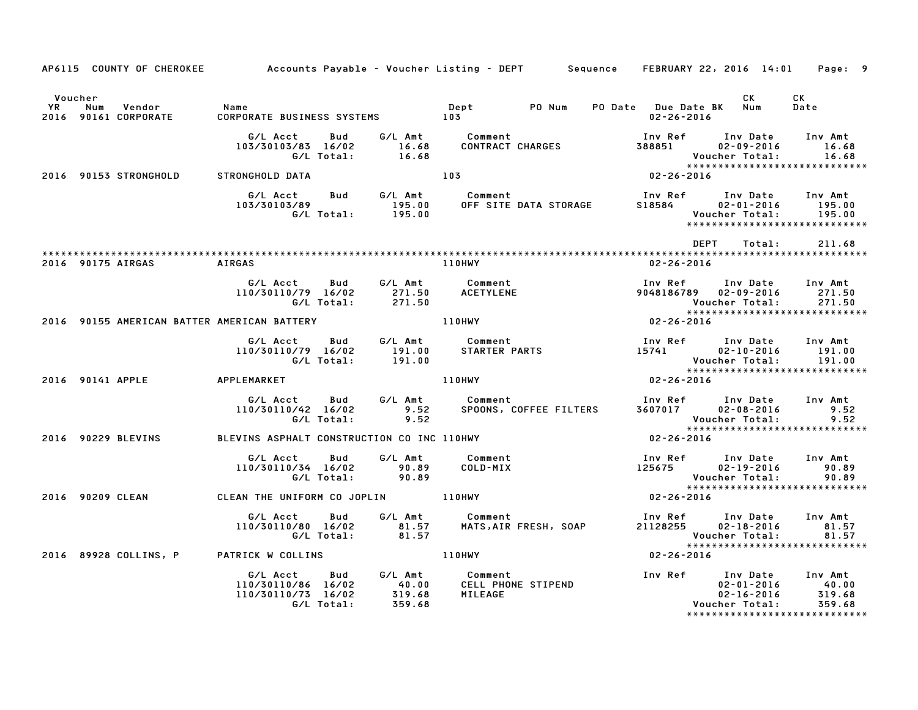AP6115 COUNTY OF CHEROKEE — Accounts Payable - Voucher Listing - DEPT — Sequence — FEBRUARY 22, 2016 14:01

| Voucher YR | Num | Vendor | Name | Dept | PO Num | PO Date | Due Date BK | CK Num | CK Date |
|---|---|---|---|---|---|---|---|---|---|
| 2016 | 90161 | CORPORATE | CORPORATE BUSINESS SYSTEMS | 103 | | | 02-26-2016 | | |

| G/L Acct | Bud | G/L Amt | Comment | Inv Ref | Inv Date | Inv Amt |
|---|---|---|---|---|---|---|
| 103/30103/83 | 16/02 | 16.68 | CONTRACT CHARGES | 388851 | 02-09-2016 | 16.68 |
| | G/L Total: | 16.68 | | | Voucher Total: | 16.68 |

****************************

| YR | Num | Vendor | Name | Dept | Due Date |
|---|---|---|---|---|---|
| 2016 | 90153 | STRONGHOLD | STRONGHOLD DATA | 103 | 02-26-2016 |

| G/L Acct | Bud | G/L Amt | Comment | Inv Ref | Inv Date | Inv Amt |
|---|---|---|---|---|---|---|
| 103/30103/89 | | 195.00 | OFF SITE DATA STORAGE | S18584 | 02-01-2016 | 195.00 |
| | G/L Total: | 195.00 | | | Voucher Total: | 195.00 |

****************************

DEPT Total: 211.68

****************************************************************************************************************

| YR | Num | Vendor | Name | Dept | Due Date |
|---|---|---|---|---|---|
| 2016 | 90175 | AIRGAS | AIRGAS | 110HWY | 02-26-2016 |

| G/L Acct | Bud | G/L Amt | Comment | Inv Ref | Inv Date | Inv Amt |
|---|---|---|---|---|---|---|
| 110/30110/79 | 16/02 | 271.50 | ACETYLENE | 9048186789 | 02-09-2016 | 271.50 |
| | G/L Total: | 271.50 | | | Voucher Total: | 271.50 |

****************************

| YR | Num | Vendor | Name | Dept | Due Date |
|---|---|---|---|---|---|
| 2016 | 90155 | AMERICAN BATTER | AMERICAN BATTERY | 110HWY | 02-26-2016 |

| G/L Acct | Bud | G/L Amt | Comment | Inv Ref | Inv Date | Inv Amt |
|---|---|---|---|---|---|---|
| 110/30110/79 | 16/02 | 191.00 | STARTER PARTS | 15741 | 02-10-2016 | 191.00 |
| | G/L Total: | 191.00 | | | Voucher Total: | 191.00 |

****************************

| YR | Num | Vendor | Name | Dept | Due Date |
|---|---|---|---|---|---|
| 2016 | 90141 | APPLE | APPLEMARKET | 110HWY | 02-26-2016 |

| G/L Acct | Bud | G/L Amt | Comment | Inv Ref | Inv Date | Inv Amt |
|---|---|---|---|---|---|---|
| 110/30110/42 | 16/02 | 9.52 | SPOONS, COFFEE FILTERS | 3607017 | 02-08-2016 | 9.52 |
| | G/L Total: | 9.52 | | | Voucher Total: | 9.52 |

****************************

| YR | Num | Vendor | Name | Dept | Due Date |
|---|---|---|---|---|---|
| 2016 | 90229 | BLEVINS | BLEVINS ASPHALT CONSTRUCTION CO INC | 110HWY | 02-26-2016 |

| G/L Acct | Bud | G/L Amt | Comment | Inv Ref | Inv Date | Inv Amt |
|---|---|---|---|---|---|---|
| 110/30110/34 | 16/02 | 90.89 | COLD-MIX | 125675 | 02-19-2016 | 90.89 |
| | G/L Total: | 90.89 | | | Voucher Total: | 90.89 |

****************************

| YR | Num | Vendor | Name | Dept | Due Date |
|---|---|---|---|---|---|
| 2016 | 90209 | CLEAN | CLEAN THE UNIFORM CO JOPLIN | 110HWY | 02-26-2016 |

| G/L Acct | Bud | G/L Amt | Comment | Inv Ref | Inv Date | Inv Amt |
|---|---|---|---|---|---|---|
| 110/30110/80 | 16/02 | 81.57 | MATS,AIR FRESH, SOAP | 21128255 | 02-18-2016 | 81.57 |
| | G/L Total: | 81.57 | | | Voucher Total: | 81.57 |

****************************

| YR | Num | Vendor | Name | Dept | Due Date |
|---|---|---|---|---|---|
| 2016 | 89928 | COLLINS, P | PATRICK W COLLINS | 110HWY | 02-26-2016 |

| G/L Acct | Bud | G/L Amt | Comment | Inv Ref | Inv Date | Inv Amt |
|---|---|---|---|---|---|---|
| 110/30110/86 | 16/02 | 40.00 | CELL PHONE STIPEND | | 02-01-2016 | 40.00 |
| 110/30110/73 | 16/02 | 319.68 | MILEAGE | | 02-16-2016 | 319.68 |
| | G/L Total: | 359.68 | | | Voucher Total: | 359.68 |

****************************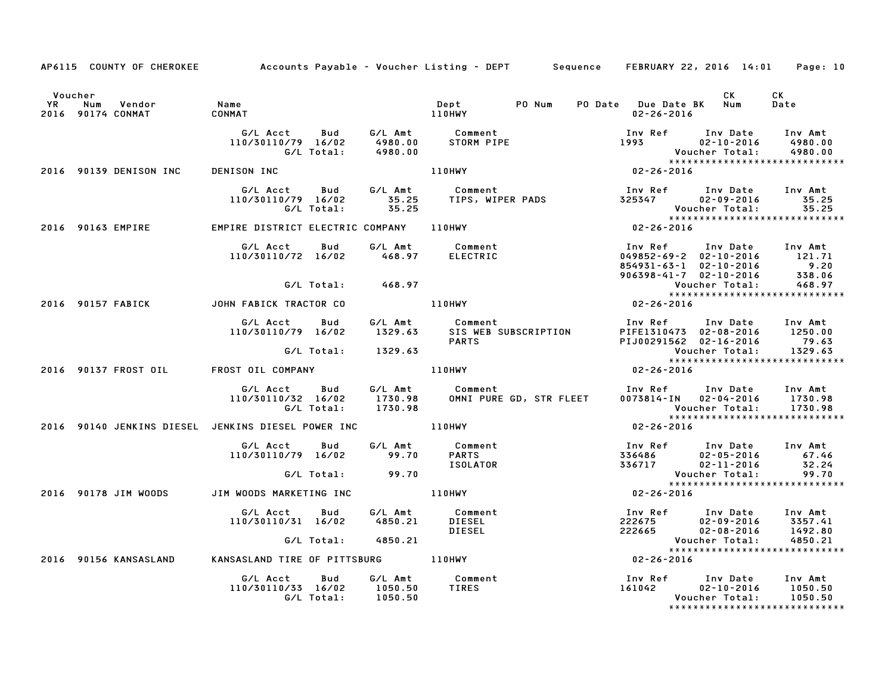AP6115 COUNTY OF CHEROKEE Accounts Payable - Voucher Listing - DEPT Sequence FEBRUARY 22, 2016 14:01

| Voucher YR | Num | Vendor | Name | Dept | PO Num | PO Date | Due Date BK | CK Num | CK Date |
|---|---|---|---|---|---|---|---|---|---|
| 2016 | 90174 | CONMAT | CONMAT | 110HWY | | | 02-26-2016 | | |

| G/L Acct | Bud | G/L Amt | Comment | Inv Ref | Inv Date | Inv Amt |
|---|---|---|---|---|---|---|
| 110/30110/79 | 16/02 | 4980.00 | STORM PIPE | 1993 | 02-10-2016 | 4980.00 |
| | G/L Total: | 4980.00 | | | Voucher Total: | 4980.00 |

| Voucher YR | Num | Vendor | Name | Dept | Due Date |
|---|---|---|---|---|---|
| 2016 | 90139 | DENISON INC | DENISON INC | 110HWY | 02-26-2016 |

| G/L Acct | Bud | G/L Amt | Comment | Inv Ref | Inv Date | Inv Amt |
|---|---|---|---|---|---|---|
| 110/30110/79 | 16/02 | 35.25 | TIPS, WIPER PADS | 325347 | 02-09-2016 | 35.25 |
| | G/L Total: | 35.25 | | | Voucher Total: | 35.25 |

| Voucher YR | Num | Vendor | Name | Dept | Due Date |
|---|---|---|---|---|---|
| 2016 | 90163 | EMPIRE | EMPIRE DISTRICT ELECTRIC COMPANY | 110HWY | 02-26-2016 |

| G/L Acct | Bud | G/L Amt | Comment | Inv Ref | Inv Date | Inv Amt |
|---|---|---|---|---|---|---|
| 110/30110/72 | 16/02 | 468.97 | ELECTRIC | 049852-69-2 | 02-10-2016 | 121.71 |
| | | | | 854931-63-1 | 02-10-2016 | 9.20 |
| | | | | 906398-41-7 | 02-10-2016 | 338.06 |
| | G/L Total: | 468.97 | | | Voucher Total: | 468.97 |

| Voucher YR | Num | Vendor | Name | Dept | Due Date |
|---|---|---|---|---|---|
| 2016 | 90157 | FABICK | JOHN FABICK TRACTOR CO | 110HWY | 02-26-2016 |

| G/L Acct | Bud | G/L Amt | Comment | Inv Ref | Inv Date | Inv Amt |
|---|---|---|---|---|---|---|
| 110/30110/79 | 16/02 | 1329.63 | SIS WEB SUBSCRIPTION | PIFE1310473 | 02-08-2016 | 1250.00 |
| | | | PARTS | PIJ00291562 | 02-16-2016 | 79.63 |
| | G/L Total: | 1329.63 | | | Voucher Total: | 1329.63 |

| Voucher YR | Num | Vendor | Name | Dept | Due Date |
|---|---|---|---|---|---|
| 2016 | 90137 | FROST OIL | FROST OIL COMPANY | 110HWY | 02-26-2016 |

| G/L Acct | Bud | G/L Amt | Comment | Inv Ref | Inv Date | Inv Amt |
|---|---|---|---|---|---|---|
| 110/30110/32 | 16/02 | 1730.98 | OMNI PURE GD, STR FLEET | 0073814-IN | 02-04-2016 | 1730.98 |
| | G/L Total: | 1730.98 | | | Voucher Total: | 1730.98 |

| Voucher YR | Num | Vendor | Name | Dept | Due Date |
|---|---|---|---|---|---|
| 2016 | 90140 | JENKINS DIESEL | JENKINS DIESEL POWER INC | 110HWY | 02-26-2016 |

| G/L Acct | Bud | G/L Amt | Comment | Inv Ref | Inv Date | Inv Amt |
|---|---|---|---|---|---|---|
| 110/30110/79 | 16/02 | 99.70 | PARTS | 336486 | 02-05-2016 | 67.46 |
| | | | ISOLATOR | 336717 | 02-11-2016 | 32.24 |
| | G/L Total: | 99.70 | | | Voucher Total: | 99.70 |

| Voucher YR | Num | Vendor | Name | Dept | Due Date |
|---|---|---|---|---|---|
| 2016 | 90178 | JIM WOODS | JIM WOODS MARKETING INC | 110HWY | 02-26-2016 |

| G/L Acct | Bud | G/L Amt | Comment | Inv Ref | Inv Date | Inv Amt |
|---|---|---|---|---|---|---|
| 110/30110/31 | 16/02 | 4850.21 | DIESEL | 222675 | 02-09-2016 | 3357.41 |
| | | | DIESEL | 222665 | 02-08-2016 | 1492.80 |
| | G/L Total: | 4850.21 | | | Voucher Total: | 4850.21 |

| Voucher YR | Num | Vendor | Name | Dept | Due Date |
|---|---|---|---|---|---|
| 2016 | 90156 | KANSASLAND | KANSASLAND TIRE OF PITTSBURG | 110HWY | 02-26-2016 |

| G/L Acct | Bud | G/L Amt | Comment | Inv Ref | Inv Date | Inv Amt |
|---|---|---|---|---|---|---|
| 110/30110/33 | 16/02 | 1050.50 | TIRES | 161042 | 02-10-2016 | 1050.50 |
| | G/L Total: | 1050.50 | | | Voucher Total: | 1050.50 |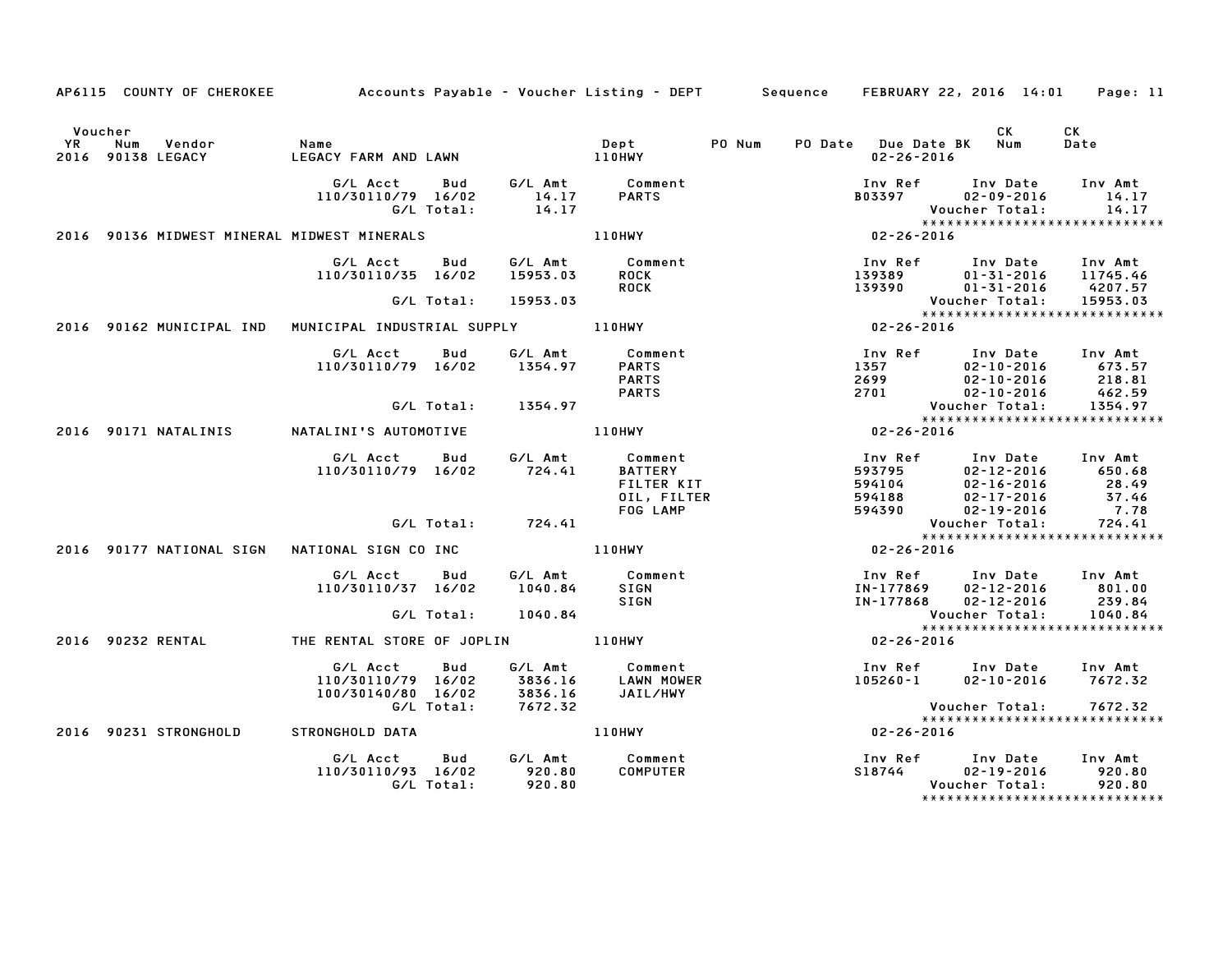AP6115 COUNTY OF CHEROKEE Accounts Payable - Voucher Listing - DEPT Sequence FEBRUARY 22, 2016 14:01

| Voucher YR | Num | Vendor | Name | Dept | PO Num | PO Date | Due Date BK | CK Num | CK Date |
|---|---|---|---|---|---|---|---|---|---|
| 2016 | 90138 | LEGACY | LEGACY FARM AND LAWN | 110HWY | | | 02-26-2016 | | |

| G/L Acct | Bud | G/L Amt | Comment | Inv Ref | Inv Date | Inv Amt |
|---|---|---|---|---|---|---|
| 110/30110/79 | 16/02 | 14.17 | PARTS | B03397 | 02-09-2016 | 14.17 |
| | G/L Total: | 14.17 | | | Voucher Total: | 14.17 |

******************************

| YR | Num | Vendor | Name | Dept | Due Date |
|---|---|---|---|---|---|
| 2016 | 90136 | MIDWEST MINERAL | MIDWEST MINERALS | 110HWY | 02-26-2016 |

| G/L Acct | Bud | G/L Amt | Comment | Inv Ref | Inv Date | Inv Amt |
|---|---|---|---|---|---|---|
| 110/30110/35 | 16/02 | 15953.03 | ROCK | 139389 | 01-31-2016 | 11745.46 |
| | | | ROCK | 139390 | 01-31-2016 | 4207.57 |
| | G/L Total: | 15953.03 | | | Voucher Total: | 15953.03 |

******************************

| YR | Num | Vendor | Name | Dept | Due Date |
|---|---|---|---|---|---|
| 2016 | 90162 | MUNICIPAL IND | MUNICIPAL INDUSTRIAL SUPPLY | 110HWY | 02-26-2016 |

| G/L Acct | Bud | G/L Amt | Comment | Inv Ref | Inv Date | Inv Amt |
|---|---|---|---|---|---|---|
| 110/30110/79 | 16/02 | 1354.97 | PARTS | 1357 | 02-10-2016 | 673.57 |
| | | | PARTS | 2699 | 02-10-2016 | 218.81 |
| | | | PARTS | 2701 | 02-10-2016 | 462.59 |
| | G/L Total: | 1354.97 | | | Voucher Total: | 1354.97 |

******************************

| YR | Num | Vendor | Name | Dept | Due Date |
|---|---|---|---|---|---|
| 2016 | 90171 | NATALINIS | NATALINI'S AUTOMOTIVE | 110HWY | 02-26-2016 |

| G/L Acct | Bud | G/L Amt | Comment | Inv Ref | Inv Date | Inv Amt |
|---|---|---|---|---|---|---|
| 110/30110/79 | 16/02 | 724.41 | BATTERY | 593795 | 02-12-2016 | 650.68 |
| | | | FILTER KIT | 594104 | 02-16-2016 | 28.49 |
| | | | OIL, FILTER | 594188 | 02-17-2016 | 37.46 |
| | | | FOG LAMP | 594390 | 02-19-2016 | 7.78 |
| | G/L Total: | 724.41 | | | Voucher Total: | 724.41 |

******************************

| YR | Num | Vendor | Name | Dept | Due Date |
|---|---|---|---|---|---|
| 2016 | 90177 | NATIONAL SIGN | NATIONAL SIGN CO INC | 110HWY | 02-26-2016 |

| G/L Acct | Bud | G/L Amt | Comment | Inv Ref | Inv Date | Inv Amt |
|---|---|---|---|---|---|---|
| 110/30110/37 | 16/02 | 1040.84 | SIGN | IN-177869 | 02-12-2016 | 801.00 |
| | | | SIGN | IN-177868 | 02-12-2016 | 239.84 |
| | G/L Total: | 1040.84 | | | Voucher Total: | 1040.84 |

******************************

| YR | Num | Vendor | Name | Dept | Due Date |
|---|---|---|---|---|---|
| 2016 | 90232 | RENTAL | THE RENTAL STORE OF JOPLIN | 110HWY | 02-26-2016 |

| G/L Acct | Bud | G/L Amt | Comment | Inv Ref | Inv Date | Inv Amt |
|---|---|---|---|---|---|---|
| 110/30110/79 | 16/02 | 3836.16 | LAWN MOWER | 105260-1 | 02-10-2016 | 7672.32 |
| 100/30140/80 | 16/02 | 3836.16 | JAIL/HWY | | | |
| | G/L Total: | 7672.32 | | | Voucher Total: | 7672.32 |

******************************

| YR | Num | Vendor | Name | Dept | Due Date |
|---|---|---|---|---|---|
| 2016 | 90231 | STRONGHOLD | STRONGHOLD DATA | 110HWY | 02-26-2016 |

| G/L Acct | Bud | G/L Amt | Comment | Inv Ref | Inv Date | Inv Amt |
|---|---|---|---|---|---|---|
| 110/30110/93 | 16/02 | 920.80 | COMPUTER | S18744 | 02-19-2016 | 920.80 |
| | G/L Total: | 920.80 | | | Voucher Total: | 920.80 |

******************************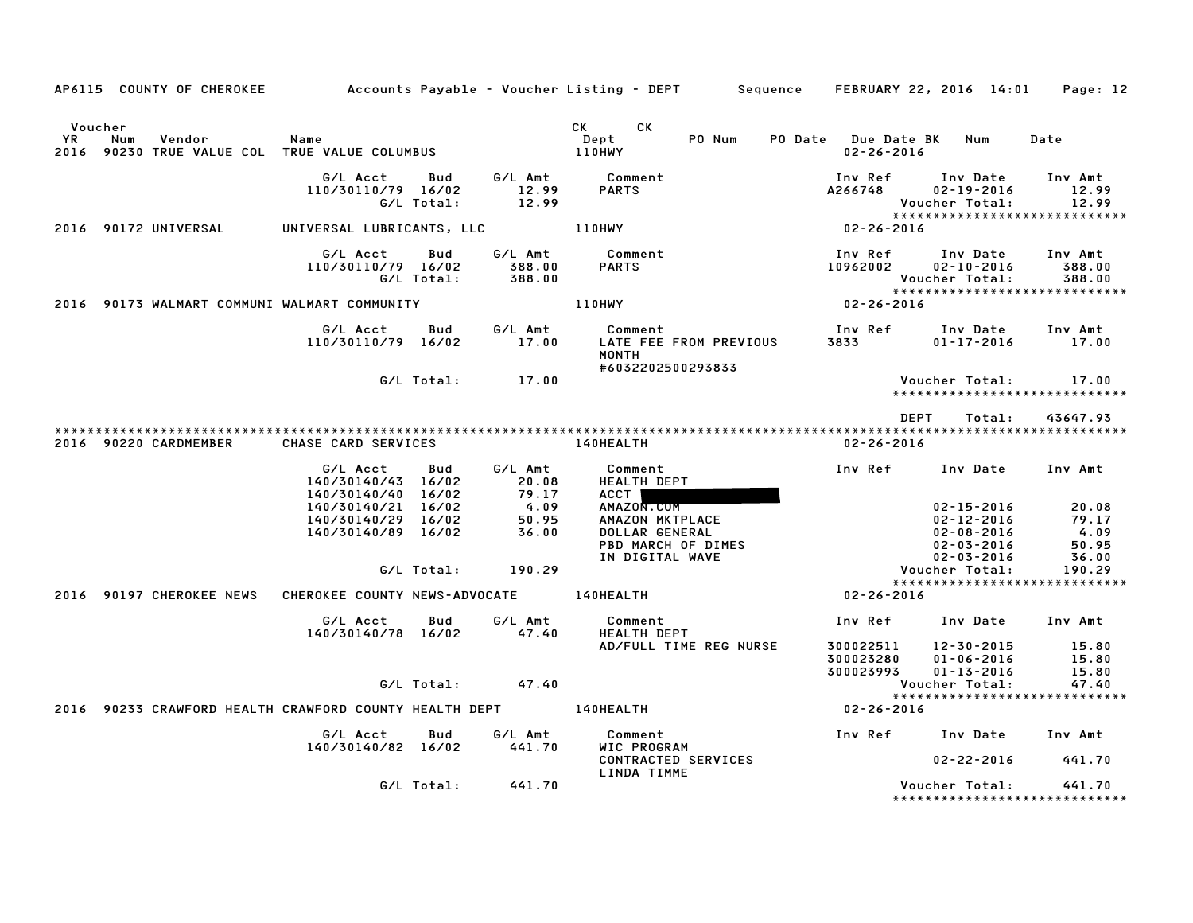AP6115 COUNTY OF CHEROKEE — Accounts Payable - Voucher Listing - DEPT — Sequence — FEBRUARY 22, 2016 14:01

| Voucher YR | Num | Vendor | Name | CK Dept | CK | PO Num | PO Date | Due Date BK | Num | Date |
|---|---|---|---|---|---|---|---|---|---|---|
| 2016 | 90230 | TRUE VALUE COL | TRUE VALUE COLUMBUS | 110HWY | | | | 02-26-2016 | | |

| G/L Acct | Bud | G/L Amt | Comment | Inv Ref | Inv Date | Inv Amt |
|---|---|---|---|---|---|---|
| 110/30110/79 | 16/02 | 12.99 | PARTS | A266748 | 02-19-2016 | 12.99 |
| | G/L Total: | 12.99 | | | Voucher Total: | 12.99 |

******************************

| YR | Num | Vendor | Name | CK Dept | Due Date |
|---|---|---|---|---|---|
| 2016 | 90172 | UNIVERSAL | UNIVERSAL LUBRICANTS, LLC | 110HWY | 02-26-2016 |

| G/L Acct | Bud | G/L Amt | Comment | Inv Ref | Inv Date | Inv Amt |
|---|---|---|---|---|---|---|
| 110/30110/79 | 16/02 | 388.00 | PARTS | 10962002 | 02-10-2016 | 388.00 |
| | G/L Total: | 388.00 | | | Voucher Total: | 388.00 |

******************************

| YR | Num | Vendor | Name | CK Dept | Due Date |
|---|---|---|---|---|---|
| 2016 | 90173 | WALMART COMMUNI | WALMART COMMUNITY | 110HWY | 02-26-2016 |

| G/L Acct | Bud | G/L Amt | Comment | Inv Ref | Inv Date | Inv Amt |
|---|---|---|---|---|---|---|
| 110/30110/79 | 16/02 | 17.00 | LATE FEE FROM PREVIOUS MONTH #6032202500293833 | 3833 | 01-17-2016 | 17.00 |
| | G/L Total: | 17.00 | | | Voucher Total: | 17.00 |

******************************

DEPT Total: 43647.93

******************************

| YR | Num | Vendor | Name | CK Dept | Due Date |
|---|---|---|---|---|---|
| 2016 | 90220 | CARDMEMBER | CHASE CARD SERVICES | 140HEALTH | 02-26-2016 |

| G/L Acct | Bud | G/L Amt | Comment | Inv Ref | Inv Date | Inv Amt |
|---|---|---|---|---|---|---|
| 140/30140/43 | 16/02 | 20.08 | HEALTH DEPT | | | |
| 140/30140/40 | 16/02 | 79.17 | ACCT [REDACTED] | | | |
| 140/30140/21 | 16/02 | 4.09 | AMAZON.COM | | 02-15-2016 | 20.08 |
| 140/30140/29 | 16/02 | 50.95 | AMAZON MKTPLACE | | 02-12-2016 | 79.17 |
| 140/30140/89 | 16/02 | 36.00 | DOLLAR GENERAL | | 02-08-2016 | 4.09 |
| | | | PBD MARCH OF DIMES | | 02-03-2016 | 50.95 |
| | | | IN DIGITAL WAVE | | 02-03-2016 | 36.00 |
| | G/L Total: | 190.29 | | | Voucher Total: | 190.29 |

******************************

| YR | Num | Vendor | Name | CK Dept | Due Date |
|---|---|---|---|---|---|
| 2016 | 90197 | CHEROKEE NEWS | CHEROKEE COUNTY NEWS-ADVOCATE | 140HEALTH | 02-26-2016 |

| G/L Acct | Bud | G/L Amt | Comment | Inv Ref | Inv Date | Inv Amt |
|---|---|---|---|---|---|---|
| 140/30140/78 | 16/02 | 47.40 | HEALTH DEPT | | | |
| | | | AD/FULL TIME REG NURSE | 300022511 | 12-30-2015 | 15.80 |
| | | | | 300023280 | 01-06-2016 | 15.80 |
| | | | | 300023993 | 01-13-2016 | 15.80 |
| | G/L Total: | 47.40 | | | Voucher Total: | 47.40 |

******************************

| YR | Num | Vendor | Name | CK Dept | Due Date |
|---|---|---|---|---|---|
| 2016 | 90233 | CRAWFORD HEALTH | CRAWFORD COUNTY HEALTH DEPT | 140HEALTH | 02-26-2016 |

| G/L Acct | Bud | G/L Amt | Comment | Inv Ref | Inv Date | Inv Amt |
|---|---|---|---|---|---|---|
| 140/30140/82 | 16/02 | 441.70 | WIC PROGRAM | | | |
| | | | CONTRACTED SERVICES | | 02-22-2016 | 441.70 |
| | | | LINDA TIMME | | | |
| | G/L Total: | 441.70 | | | Voucher Total: | 441.70 |

******************************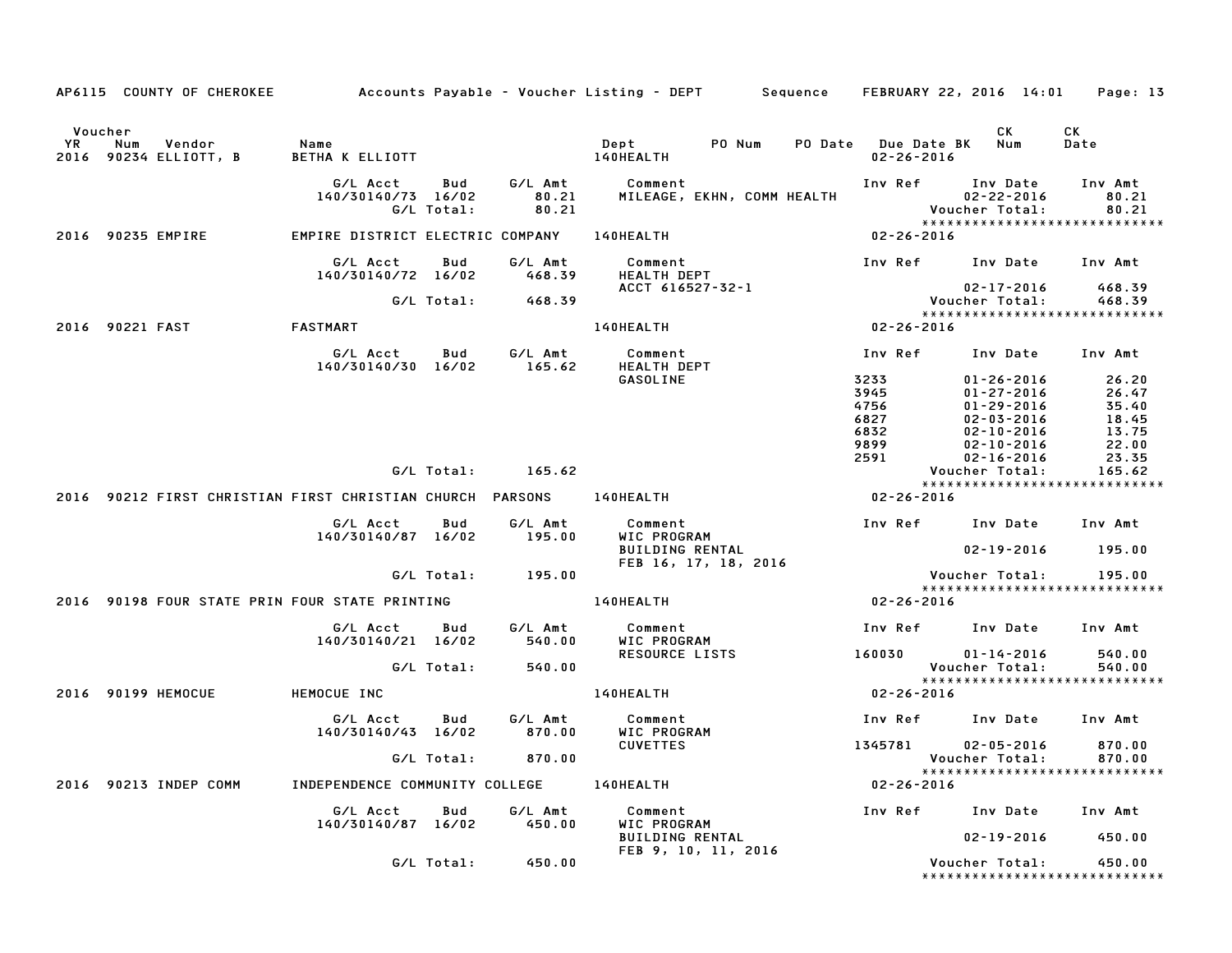AP6115 COUNTY OF CHEROKEE Accounts Payable - Voucher Listing - DEPT Sequence FEBRUARY 22, 2016 14:01

| Voucher YR | Num | Vendor | Name | Dept | PO Num | PO Date | Due Date BK | CK Num | CK Date |
|---|---|---|---|---|---|---|---|---|---|
| 2016 | 90234 | ELLIOTT, B | BETHA K ELLIOTT | 140HEALTH | | | 02-26-2016 | | |

| G/L Acct | Bud | G/L Amt | Comment | Inv Ref | Inv Date | Inv Amt |
|---|---|---|---|---|---|---|
| 140/30140/73 | 16/02 | 80.21 | MILEAGE, EKHN, COMM HEALTH | | 02-22-2016 | 80.21 |
| | G/L Total: | 80.21 | | | Voucher Total: | 80.21 |

******************************

| Voucher YR | Num | Vendor | Name | Dept | PO Num | PO Date | Due Date BK | CK Num | CK Date |
|---|---|---|---|---|---|---|---|---|---|
| 2016 | 90235 | EMPIRE | EMPIRE DISTRICT ELECTRIC COMPANY | 140HEALTH | | | 02-26-2016 | | |

| G/L Acct | Bud | G/L Amt | Comment | Inv Ref | Inv Date | Inv Amt |
|---|---|---|---|---|---|---|
| 140/30140/72 | 16/02 | 468.39 | HEALTH DEPT | | | |
| | | | ACCT 616527-32-1 | | 02-17-2016 | 468.39 |
| | G/L Total: | 468.39 | | | Voucher Total: | 468.39 |

******************************

| Voucher YR | Num | Vendor | Name | Dept | PO Num | PO Date | Due Date BK | CK Num | CK Date |
|---|---|---|---|---|---|---|---|---|---|
| 2016 | 90221 | FAST | FASTMART | 140HEALTH | | | 02-26-2016 | | |

| G/L Acct | Bud | G/L Amt | Comment | Inv Ref | Inv Date | Inv Amt |
|---|---|---|---|---|---|---|
| 140/30140/30 | 16/02 | 165.62 | HEALTH DEPT | | | |
| | | | GASOLINE | 3233 | 01-26-2016 | 26.20 |
| | | | | 3945 | 01-27-2016 | 26.47 |
| | | | | 4756 | 01-29-2016 | 35.40 |
| | | | | 6827 | 02-03-2016 | 18.45 |
| | | | | 6832 | 02-10-2016 | 13.75 |
| | | | | 9899 | 02-10-2016 | 22.00 |
| | | | | 2591 | 02-16-2016 | 23.35 |
| | G/L Total: | 165.62 | | | Voucher Total: | 165.62 |

******************************

| Voucher YR | Num | Vendor | Name | Dept | PO Num | PO Date | Due Date BK | CK Num | CK Date |
|---|---|---|---|---|---|---|---|---|---|
| 2016 | 90212 | FIRST CHRISTIAN | FIRST CHRISTIAN CHURCH PARSONS | 140HEALTH | | | 02-26-2016 | | |

| G/L Acct | Bud | G/L Amt | Comment | Inv Ref | Inv Date | Inv Amt |
|---|---|---|---|---|---|---|
| 140/30140/87 | 16/02 | 195.00 | WIC PROGRAM | | | |
| | | | BUILDING RENTAL | | 02-19-2016 | 195.00 |
| | | | FEB 16, 17, 18, 2016 | | | |
| | G/L Total: | 195.00 | | | Voucher Total: | 195.00 |

******************************

| Voucher YR | Num | Vendor | Name | Dept | PO Num | PO Date | Due Date BK | CK Num | CK Date |
|---|---|---|---|---|---|---|---|---|---|
| 2016 | 90198 | FOUR STATE PRIN | FOUR STATE PRINTING | 140HEALTH | | | 02-26-2016 | | |

| G/L Acct | Bud | G/L Amt | Comment | Inv Ref | Inv Date | Inv Amt |
|---|---|---|---|---|---|---|
| 140/30140/21 | 16/02 | 540.00 | WIC PROGRAM | | | |
| | | | RESOURCE LISTS | 160030 | 01-14-2016 | 540.00 |
| | G/L Total: | 540.00 | | | Voucher Total: | 540.00 |

******************************

| Voucher YR | Num | Vendor | Name | Dept | PO Num | PO Date | Due Date BK | CK Num | CK Date |
|---|---|---|---|---|---|---|---|---|---|
| 2016 | 90199 | HEMOCUE | HEMOCUE INC | 140HEALTH | | | 02-26-2016 | | |

| G/L Acct | Bud | G/L Amt | Comment | Inv Ref | Inv Date | Inv Amt |
|---|---|---|---|---|---|---|
| 140/30140/43 | 16/02 | 870.00 | WIC PROGRAM | | | |
| | | | CUVETTES | 1345781 | 02-05-2016 | 870.00 |
| | G/L Total: | 870.00 | | | Voucher Total: | 870.00 |

******************************

| Voucher YR | Num | Vendor | Name | Dept | PO Num | PO Date | Due Date BK | CK Num | CK Date |
|---|---|---|---|---|---|---|---|---|---|
| 2016 | 90213 | INDEP COMM | INDEPENDENCE COMMUNITY COLLEGE | 140HEALTH | | | 02-26-2016 | | |

| G/L Acct | Bud | G/L Amt | Comment | Inv Ref | Inv Date | Inv Amt |
|---|---|---|---|---|---|---|
| 140/30140/87 | 16/02 | 450.00 | WIC PROGRAM | | | |
| | | | BUILDING RENTAL | | 02-19-2016 | 450.00 |
| | | | FEB 9, 10, 11, 2016 | | | |
| | G/L Total: | 450.00 | | | Voucher Total: | 450.00 |

******************************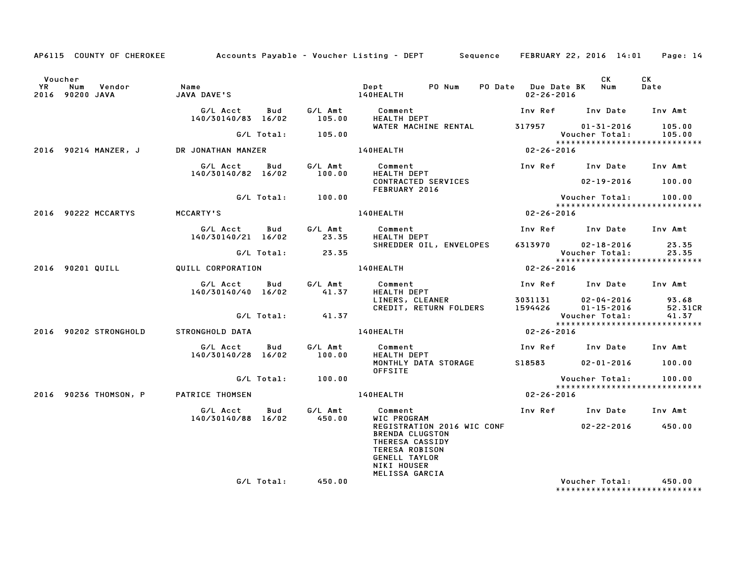AP6115 COUNTY OF CHEROKEE Accounts Payable - Voucher Listing - DEPT Sequence FEBRUARY 22, 2016 14:01

| Voucher YR | Num | Vendor | Name | Dept | PO Num | PO Date | Due Date BK | CK Num | CK Date |
|---|---|---|---|---|---|---|---|---|---|
| 2016 | 90200 | JAVA | JAVA DAVE'S | 140HEALTH | | | 02-26-2016 | | |

| G/L Acct | Bud | G/L Amt | Comment | Inv Ref | Inv Date | Inv Amt |
|---|---|---|---|---|---|---|
| 140/30140/83 | 16/02 | 105.00 | HEALTH DEPT | | | |
| | | | WATER MACHINE RENTAL | 317957 | 01-31-2016 | 105.00 |
| | G/L Total: | 105.00 | | | Voucher Total: | 105.00 |

*****************************

| Voucher YR | Num | Vendor | Name | Dept | PO Num | PO Date | Due Date BK | CK Num | CK Date |
|---|---|---|---|---|---|---|---|---|---|
| 2016 | 90214 | MANZER, J | DR JONATHAN MANZER | 140HEALTH | | | 02-26-2016 | | |

| G/L Acct | Bud | G/L Amt | Comment | Inv Ref | Inv Date | Inv Amt |
|---|---|---|---|---|---|---|
| 140/30140/82 | 16/02 | 100.00 | HEALTH DEPT | | | |
| | | | CONTRACTED SERVICES | | 02-19-2016 | 100.00 |
| | | | FEBRUARY 2016 | | | |
| | G/L Total: | 100.00 | | | Voucher Total: | 100.00 |

*****************************

| Voucher YR | Num | Vendor | Name | Dept | PO Num | PO Date | Due Date BK | CK Num | CK Date |
|---|---|---|---|---|---|---|---|---|---|
| 2016 | 90222 | MCCARTYS | MCCARTY'S | 140HEALTH | | | 02-26-2016 | | |

| G/L Acct | Bud | G/L Amt | Comment | Inv Ref | Inv Date | Inv Amt |
|---|---|---|---|---|---|---|
| 140/30140/21 | 16/02 | 23.35 | HEALTH DEPT | | | |
| | | | SHREDDER OIL, ENVELOPES | 6313970 | 02-18-2016 | 23.35 |
| | G/L Total: | 23.35 | | | Voucher Total: | 23.35 |

*****************************

| Voucher YR | Num | Vendor | Name | Dept | PO Num | PO Date | Due Date BK | CK Num | CK Date |
|---|---|---|---|---|---|---|---|---|---|
| 2016 | 90201 | QUILL | QUILL CORPORATION | 140HEALTH | | | 02-26-2016 | | |

| G/L Acct | Bud | G/L Amt | Comment | Inv Ref | Inv Date | Inv Amt |
|---|---|---|---|---|---|---|
| 140/30140/40 | 16/02 | 41.37 | HEALTH DEPT | | | |
| | | | LINERS, CLEANER | 3031131 | 02-04-2016 | 93.68 |
| | | | CREDIT, RETURN FOLDERS | 1594426 | 01-15-2016 | 52.31CR |
| | G/L Total: | 41.37 | | | Voucher Total: | 41.37 |

*****************************

| Voucher YR | Num | Vendor | Name | Dept | PO Num | PO Date | Due Date BK | CK Num | CK Date |
|---|---|---|---|---|---|---|---|---|---|
| 2016 | 90202 | STRONGHOLD | STRONGHOLD DATA | 140HEALTH | | | 02-26-2016 | | |

| G/L Acct | Bud | G/L Amt | Comment | Inv Ref | Inv Date | Inv Amt |
|---|---|---|---|---|---|---|
| 140/30140/28 | 16/02 | 100.00 | HEALTH DEPT | | | |
| | | | MONTHLY DATA STORAGE | S18583 | 02-01-2016 | 100.00 |
| | | | OFFSITE | | | |
| | G/L Total: | 100.00 | | | Voucher Total: | 100.00 |

*****************************

| Voucher YR | Num | Vendor | Name | Dept | PO Num | PO Date | Due Date BK | CK Num | CK Date |
|---|---|---|---|---|---|---|---|---|---|
| 2016 | 90236 | THOMSON, P | PATRICE THOMSEN | 140HEALTH | | | 02-26-2016 | | |

| G/L Acct | Bud | G/L Amt | Comment | Inv Ref | Inv Date | Inv Amt |
|---|---|---|---|---|---|---|
| 140/30140/88 | 16/02 | 450.00 | WIC PROGRAM | | | |
| | | | REGISTRATION 2016 WIC CONF | | 02-22-2016 | 450.00 |
| | | | BRENDA CLUGSTON | | | |
| | | | THERESA CASSIDY | | | |
| | | | TERESA ROBISON | | | |
| | | | GENELL TAYLOR | | | |
| | | | NIKI HOUSER | | | |
| | | | MELISSA GARCIA | | | |
| | G/L Total: | 450.00 | | | Voucher Total: | 450.00 |

*****************************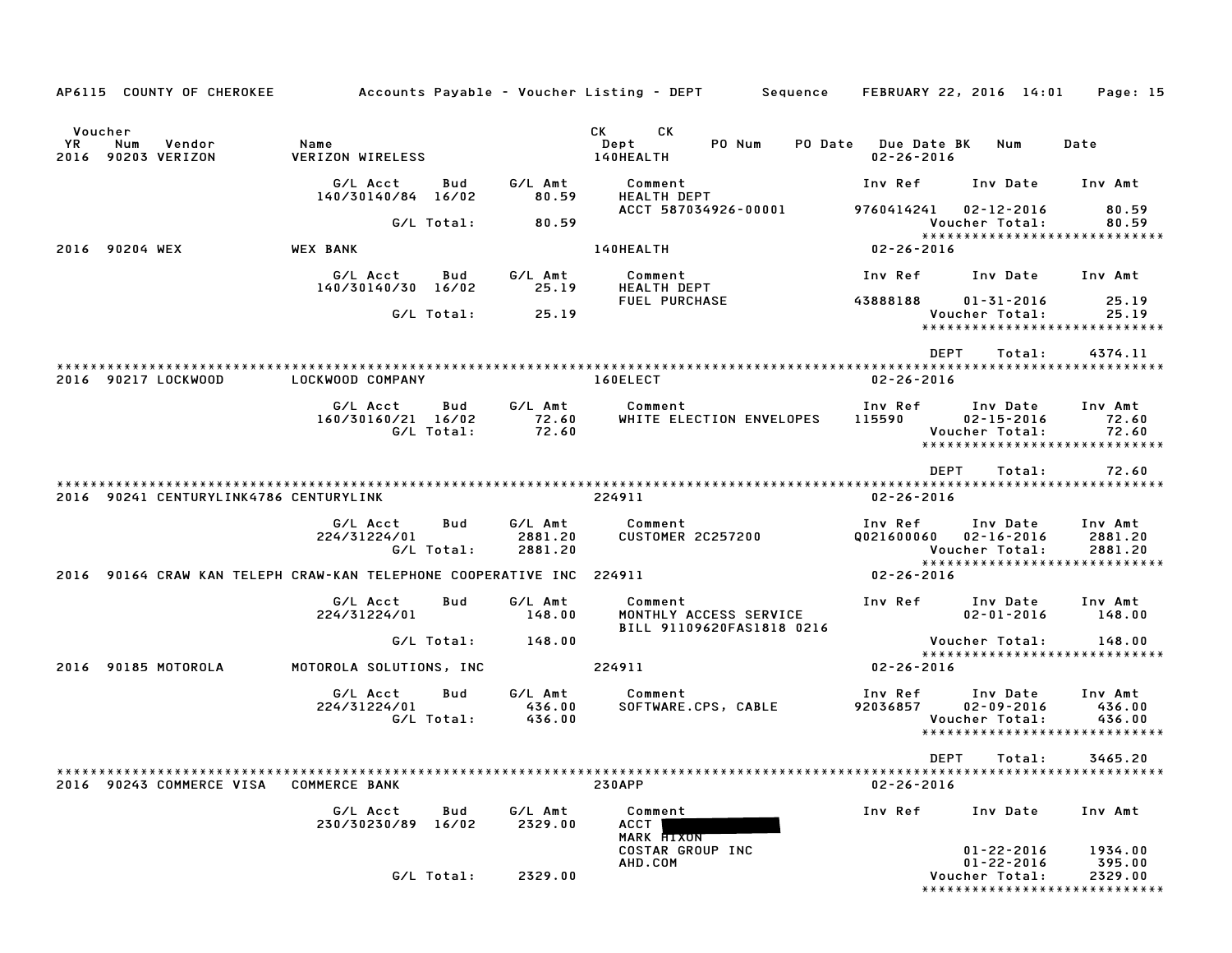AP6115 COUNTY OF CHEROKEE — Accounts Payable - Voucher Listing - DEPT — Sequence — FEBRUARY 22, 2016 14:01 — Page: 15

| Voucher YR | Num | Vendor | Name | CK Dept | CK | PO Num | PO Date | Due Date | BK | Num | Date |
|---|---|---|---|---|---|---|---|---|---|---|---|
| 2016 | 90203 | VERIZON | VERIZON WIRELESS | 140HEALTH | | | | 02-26-2016 | | | |

| G/L Acct | Bud | G/L Amt | Comment | Inv Ref | Inv Date | Inv Amt |
|---|---|---|---|---|---|---|
| 140/30140/84 | 16/02 | 80.59 | HEALTH DEPT | | | |
| | | | ACCT 587034926-00001 | 9760414241 | 02-12-2016 | 80.59 |
| | G/L Total: | 80.59 | | | Voucher Total: | 80.59 |

****************************

| Voucher YR | Num | Vendor | Name | CK Dept | Due Date |
|---|---|---|---|---|---|
| 2016 | 90204 | WEX | WEX BANK | 140HEALTH | 02-26-2016 |

| G/L Acct | Bud | G/L Amt | Comment | Inv Ref | Inv Date | Inv Amt |
|---|---|---|---|---|---|---|
| 140/30140/30 | 16/02 | 25.19 | HEALTH DEPT | | | |
| | | | FUEL PURCHASE | 43888188 | 01-31-2016 | 25.19 |
| | G/L Total: | 25.19 | | | Voucher Total: | 25.19 |

****************************

DEPT Total: 4374.11

****************************

| Voucher YR | Num | Vendor | Name | CK Dept | Due Date |
|---|---|---|---|---|---|
| 2016 | 90217 | LOCKWOOD | LOCKWOOD COMPANY | 160ELECT | 02-26-2016 |

| G/L Acct | Bud | G/L Amt | Comment | Inv Ref | Inv Date | Inv Amt |
|---|---|---|---|---|---|---|
| 160/30160/21 | 16/02 | 72.60 | WHITE ELECTION ENVELOPES | 115590 | 02-15-2016 | 72.60 |
| | G/L Total: | 72.60 | | | Voucher Total: | 72.60 |

****************************

DEPT Total: 72.60

****************************

| Voucher YR | Num | Vendor | Name | CK Dept | Due Date |
|---|---|---|---|---|---|
| 2016 | 90241 | CENTURYLINK4786 | CENTURYLINK | 224911 | 02-26-2016 |

| G/L Acct | Bud | G/L Amt | Comment | Inv Ref | Inv Date | Inv Amt |
|---|---|---|---|---|---|---|
| 224/31224/01 | | 2881.20 | CUSTOMER 2C257200 | Q021600060 | 02-16-2016 | 2881.20 |
| | G/L Total: | 2881.20 | | | Voucher Total: | 2881.20 |

****************************

| Voucher YR | Num | Vendor | Name | CK Dept | Due Date |
|---|---|---|---|---|---|
| 2016 | 90164 | CRAW KAN TELEPH | CRAW-KAN TELEPHONE COOPERATIVE INC | 224911 | 02-26-2016 |

| G/L Acct | Bud | G/L Amt | Comment | Inv Ref | Inv Date | Inv Amt |
|---|---|---|---|---|---|---|
| 224/31224/01 | | 148.00 | MONTHLY ACCESS SERVICE | | 02-01-2016 | 148.00 |
| | | | BILL 91109620FAS1818 0216 | | | |
| | G/L Total: | 148.00 | | | Voucher Total: | 148.00 |

****************************

| Voucher YR | Num | Vendor | Name | CK Dept | Due Date |
|---|---|---|---|---|---|
| 2016 | 90185 | MOTOROLA | MOTOROLA SOLUTIONS, INC | 224911 | 02-26-2016 |

| G/L Acct | Bud | G/L Amt | Comment | Inv Ref | Inv Date | Inv Amt |
|---|---|---|---|---|---|---|
| 224/31224/01 | | 436.00 | SOFTWARE.CPS, CABLE | 92036857 | 02-09-2016 | 436.00 |
| | G/L Total: | 436.00 | | | Voucher Total: | 436.00 |

****************************

DEPT Total: 3465.20

****************************

| Voucher YR | Num | Vendor | Name | CK Dept | Due Date |
|---|---|---|---|---|---|
| 2016 | 90243 | COMMERCE VISA | COMMERCE BANK | 230APP | 02-26-2016 |

| G/L Acct | Bud | G/L Amt | Comment | Inv Ref | Inv Date | Inv Amt |
|---|---|---|---|---|---|---|
| 230/30230/89 | 16/02 | 2329.00 | ACCT [REDACTED] | | | |
| | | | MARK HIXON | | | |
| | | | COSTAR GROUP INC | | 01-22-2016 | 1934.00 |
| | | | AHD.COM | | 01-22-2016 | 395.00 |
| | G/L Total: | 2329.00 | | | Voucher Total: | 2329.00 |

****************************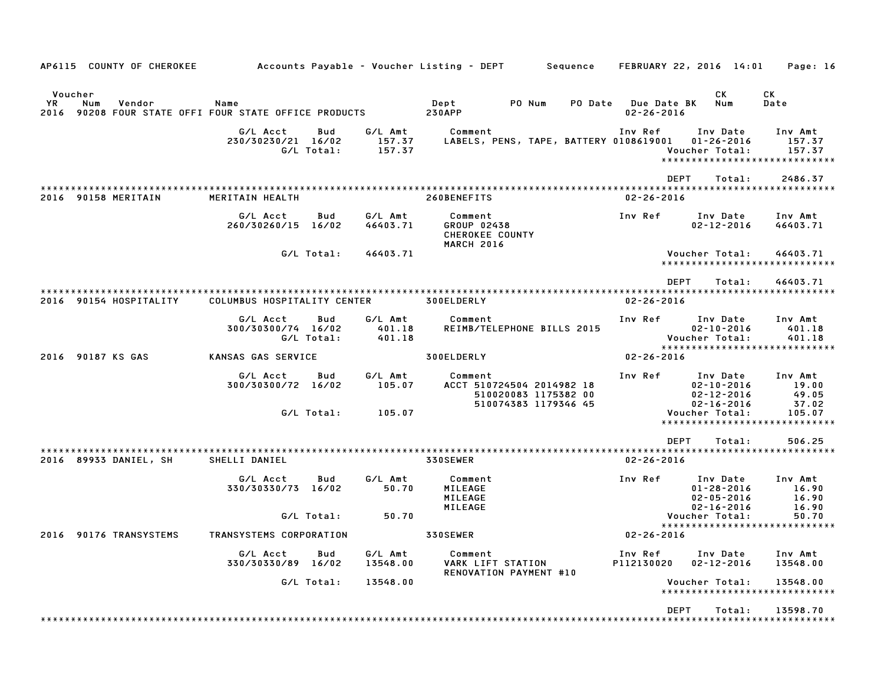AP6115 COUNTY OF CHEROKEE Accounts Payable - Voucher Listing - DEPT Sequence FEBRUARY 22, 2016 14:01 Page: 16

| Voucher YR | Num | Vendor | Name | Dept | PO Num | PO Date | Due Date | BK | CK Num | CK Date |
|---|---|---|---|---|---|---|---|---|---|---|
| 2016 | 90208 | FOUR STATE OFFI | FOUR STATE OFFICE PRODUCTS | 230APP | | | 02-26-2016 | | | |

| G/L Acct | Bud | G/L Amt | Comment | Inv Ref | Inv Date | Inv Amt |
|---|---|---|---|---|---|---|
| 230/30230/21 | 16/02 | 157.37 | LABELS, PENS, TAPE, BATTERY | 0108619001 | 01-26-2016 | 157.37 |
| | G/L Total: | 157.37 | | | Voucher Total: | 157.37 |

DEPT Total: 2486.37

| Voucher YR | Num | Vendor | Name | Dept | Due Date |
|---|---|---|---|---|---|
| 2016 | 90158 | MERITAIN | MERITAIN HEALTH | 260BENEFITS | 02-26-2016 |

| G/L Acct | Bud | G/L Amt | Comment | Inv Ref | Inv Date | Inv Amt |
|---|---|---|---|---|---|---|
| 260/30260/15 | 16/02 | 46403.71 | GROUP 02438<br>CHEROKEE COUNTY<br>MARCH 2016 | | 02-12-2016 | 46403.71 |
| | G/L Total: | 46403.71 | | | Voucher Total: | 46403.71 |

DEPT Total: 46403.71

| Voucher YR | Num | Vendor | Name | Dept | Due Date |
|---|---|---|---|---|---|
| 2016 | 90154 | HOSPITALITY | COLUMBUS HOSPITALITY CENTER | 300ELDERLY | 02-26-2016 |

| G/L Acct | Bud | G/L Amt | Comment | Inv Ref | Inv Date | Inv Amt |
|---|---|---|---|---|---|---|
| 300/30300/74 | 16/02 | 401.18 | REIMB/TELEPHONE BILLS 2015 | | 02-10-2016 | 401.18 |
| | G/L Total: | 401.18 | | | Voucher Total: | 401.18 |

| Voucher YR | Num | Vendor | Name | Dept | Due Date |
|---|---|---|---|---|---|
| 2016 | 90187 | KS GAS | KANSAS GAS SERVICE | 300ELDERLY | 02-26-2016 |

| G/L Acct | Bud | G/L Amt | Comment | Inv Ref | Inv Date | Inv Amt |
|---|---|---|---|---|---|---|
| 300/30300/72 | 16/02 | 105.07 | ACCT 510724504 2014982 18 | | 02-10-2016 | 19.00 |
| | | | 510020083 1175382 00 | | 02-12-2016 | 49.05 |
| | | | 510074383 1179346 45 | | 02-16-2016 | 37.02 |
| | G/L Total: | 105.07 | | | Voucher Total: | 105.07 |

DEPT Total: 506.25

| Voucher YR | Num | Vendor | Name | Dept | Due Date |
|---|---|---|---|---|---|
| 2016 | 89933 | DANIEL, SH | SHELLI DANIEL | 330SEWER | 02-26-2016 |

| G/L Acct | Bud | G/L Amt | Comment | Inv Ref | Inv Date | Inv Amt |
|---|---|---|---|---|---|---|
| 330/30330/73 | 16/02 | 50.70 | MILEAGE | | 01-28-2016 | 16.90 |
| | | | MILEAGE | | 02-05-2016 | 16.90 |
| | | | MILEAGE | | 02-16-2016 | 16.90 |
| | G/L Total: | 50.70 | | | Voucher Total: | 50.70 |

| Voucher YR | Num | Vendor | Name | Dept | Due Date |
|---|---|---|---|---|---|
| 2016 | 90176 | TRANSYSTEMS | TRANSYSTEMS CORPORATION | 330SEWER | 02-26-2016 |

| G/L Acct | Bud | G/L Amt | Comment | Inv Ref | Inv Date | Inv Amt |
|---|---|---|---|---|---|---|
| 330/30330/89 | 16/02 | 13548.00 | VARK LIFT STATION<br>RENOVATION PAYMENT #10 | P112130020 | 02-12-2016 | 13548.00 |
| | G/L Total: | 13548.00 | | | Voucher Total: | 13548.00 |

DEPT Total: 13598.70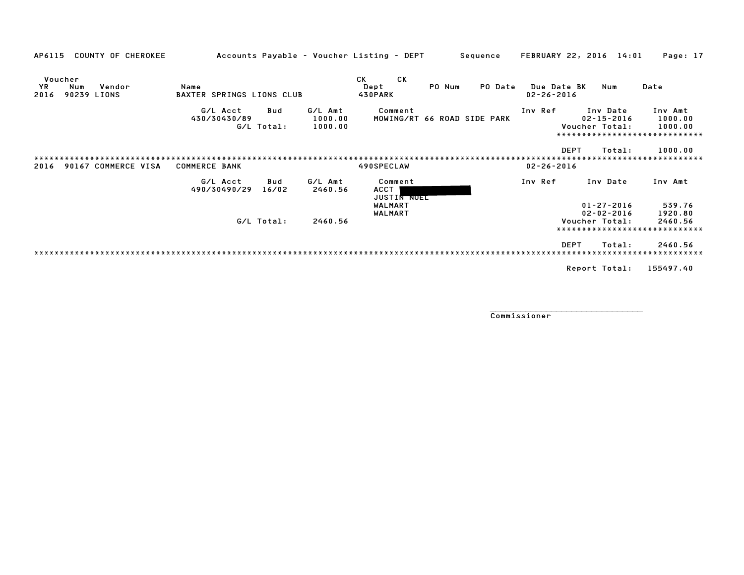AP6115 COUNTY OF CHEROKEE — Accounts Payable - Voucher Listing - DEPT — Sequence — FEBRUARY 22, 2016 14:01

| Voucher YR | Num | Vendor | Name | CK Dept | CK | PO Num | PO Date | Due Date | BK | Num | Date |
|---|---|---|---|---|---|---|---|---|---|---|---|
| 2016 | 90239 | LIONS | BAXTER SPRINGS LIONS CLUB | 430PARK | | | | 02-26-2016 | | | |

| G/L Acct | Bud | G/L Amt | Comment | Inv Ref | Inv Date | Inv Amt |
|---|---|---|---|---|---|---|
| 430/30430/89 | | 1000.00 | MOWING/RT 66 ROAD SIDE PARK | | 02-15-2016 | 1000.00 |
| | G/L Total: | 1000.00 | | | Voucher Total: | 1000.00 |

****************************

DEPT Total: 1000.00

*****************************************************************************************************************

| Voucher YR | Num | Vendor | Name | CK Dept | CK | PO Num | PO Date | Due Date | BK | Num | Date |
|---|---|---|---|---|---|---|---|---|---|---|---|
| 2016 | 90167 | COMMERCE VISA | COMMERCE BANK | 490SPECLAW | | | | 02-26-2016 | | | |

| G/L Acct | Bud | G/L Amt | Comment | Inv Ref | Inv Date | Inv Amt |
|---|---|---|---|---|---|---|
| 490/30490/29 | 16/02 | 2460.56 | ACCT [REDACTED] | | | |
| | | | JUSTIN NOEL | | | |
| | | | WALMART | | 01-27-2016 | 539.76 |
| | | | WALMART | | 02-02-2016 | 1920.80 |
| | G/L Total: | 2460.56 | | | Voucher Total: | 2460.56 |

****************************

DEPT Total: 2460.56

*****************************************************************************************************************

Report Total: 155497.40

\_\_\_\_\_\_\_\_\_\_\_\_\_\_\_\_\_\_\_\_\_\_\_\_\_\_\_\_\_\_\_

Commissioner